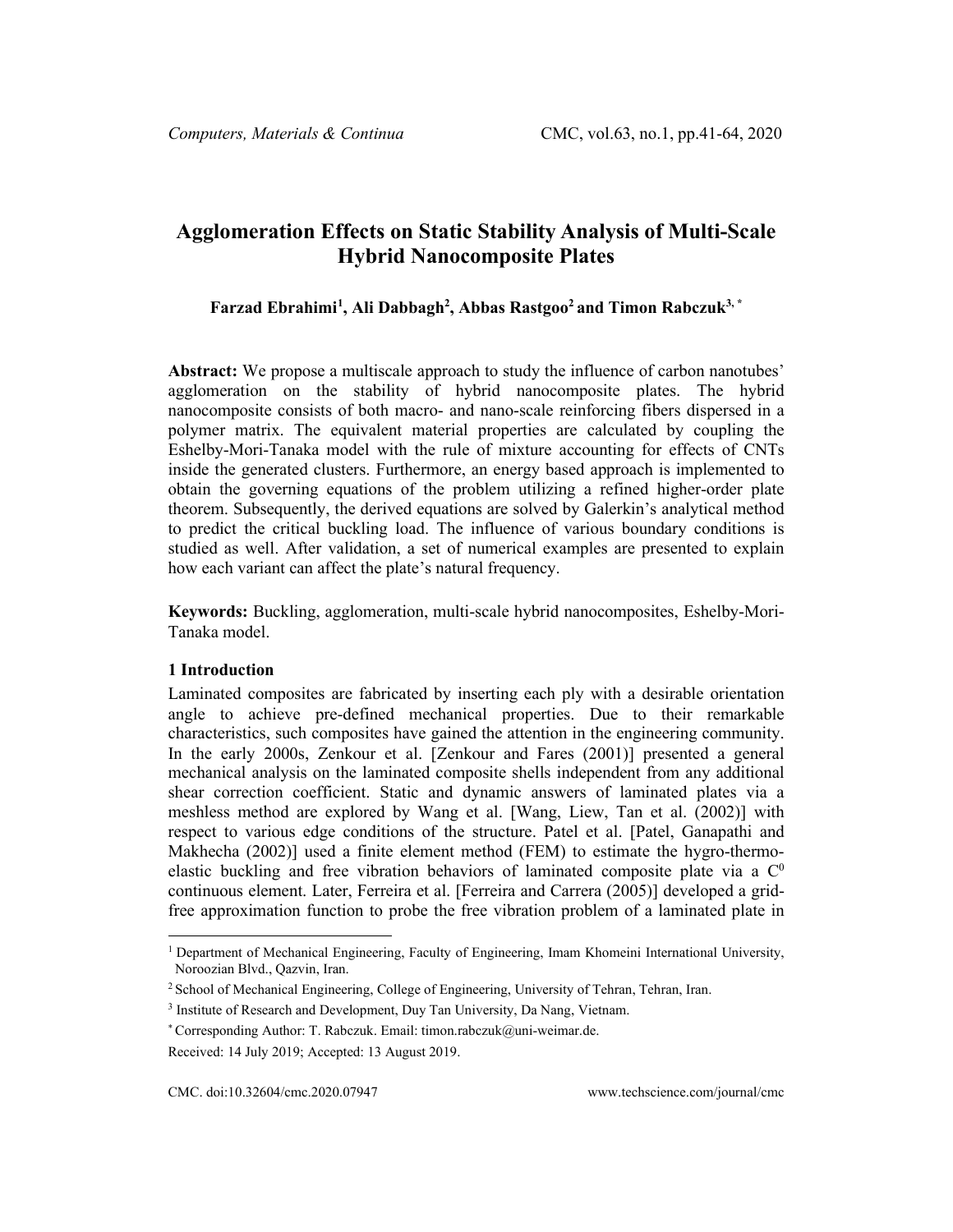# Agglomeration Effects on Static Stability Analysis of Multi-Scale Hybrid Nanocomposite Plates

**Farzad Ebrahimi[1], Ali Dabbagh[2], Abbas Rastgoo[2] and Timon Rabczuk[3, *]**

**Abstract:** We propose a multiscale approach to study the influence of carbon nanotubes' agglomeration on the stability of hybrid nanocomposite plates. The hybrid nanocomposite consists of both macro- and nano-scale reinforcing fibers dispersed in a polymer matrix. The equivalent material properties are calculated by coupling the Eshelby-Mori-Tanaka model with the rule of mixture accounting for effects of CNTs inside the generated clusters. Furthermore, an energy based approach is implemented to obtain the governing equations of the problem utilizing a refined higher-order plate theorem. Subsequently, the derived equations are solved by Galerkin's analytical method to predict the critical buckling load. The influence of various boundary conditions is studied as well. After validation, a set of numerical examples are presented to explain how each variant can affect the plate's natural frequency.

**Keywords:** Buckling, agglomeration, multi-scale hybrid nanocomposites, Eshelby-Mori-Tanaka model.

## 1 Introduction

Laminated composites are fabricated by inserting each ply with a desirable orientation angle to achieve pre-defined mechanical properties. Due to their remarkable characteristics, such composites have gained the attention in the engineering community. In the early 2000s, Zenkour et al. [Zenkour and Fares (2001)] presented a general mechanical analysis on the laminated composite shells independent from any additional shear correction coefficient. Static and dynamic answers of laminated plates via a meshless method are explored by Wang et al. [Wang, Liew, Tan et al. (2002)] with respect to various edge conditions of the structure. Patel et al. [Patel, Ganapathi and Makhecha (2002)] used a finite element method (FEM) to estimate the hygro-thermo-elastic buckling and free vibration behaviors of laminated composite plate via a $C^0$ continuous element. Later, Ferreira et al. [Ferreira and Carrera (2005)] developed a grid-free approximation function to probe the free vibration problem of a laminated plate in

---

[1] Department of Mechanical Engineering, Faculty of Engineering, Imam Khomeini International University, Noroozian Blvd., Qazvin, Iran.

[2] School of Mechanical Engineering, College of Engineering, University of Tehran, Tehran, Iran.

[3] Institute of Research and Development, Duy Tan University, Da Nang, Vietnam.

[*] Corresponding Author: T. Rabczuk. Email: timon.rabczuk@uni-weimar.de.

Received: 14 July 2019; Accepted: 13 August 2019.

CMC. doi:10.32604/cmc.2020.07947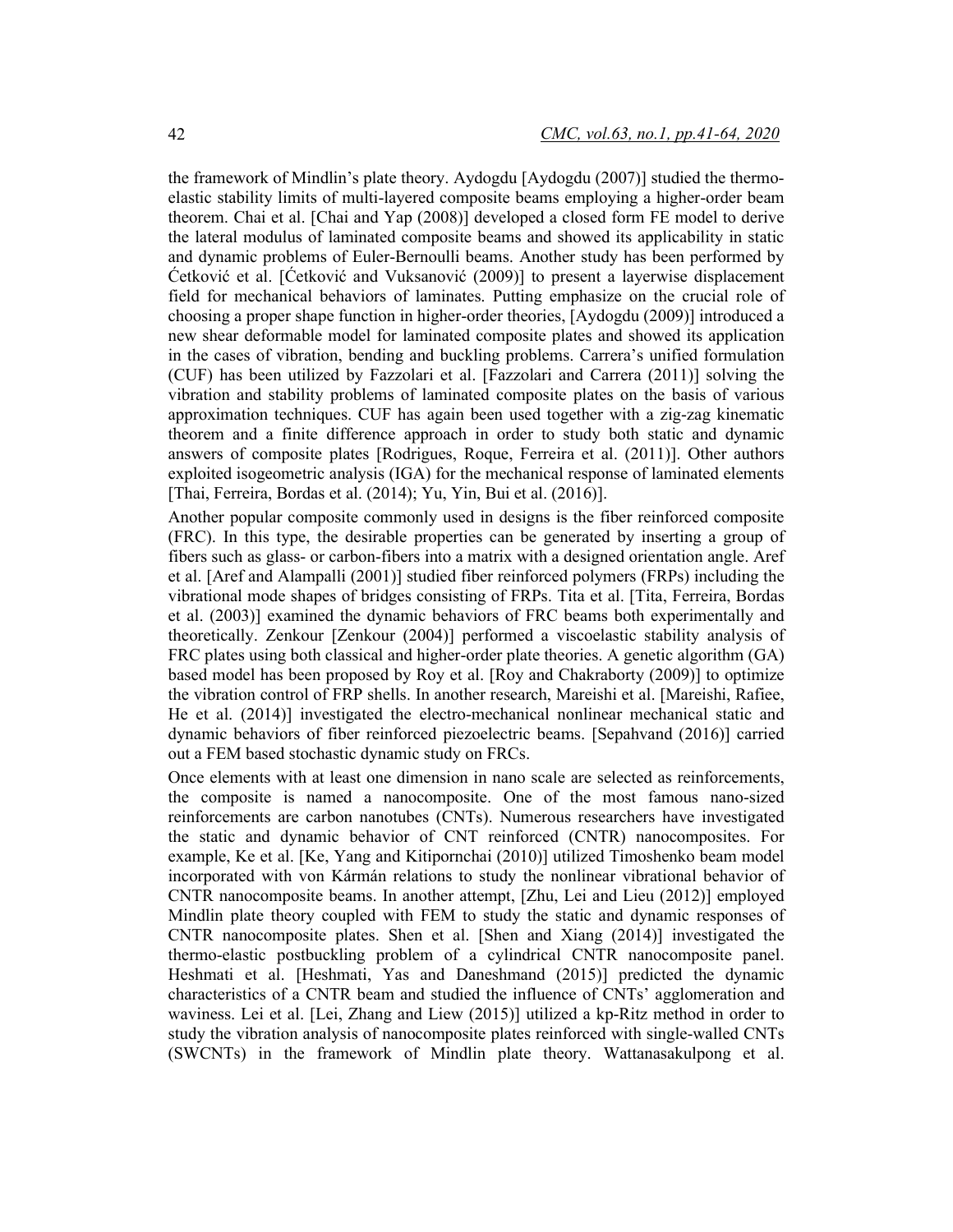the framework of Mindlin's plate theory. Aydogdu [Aydogdu (2007)] studied the thermo-elastic stability limits of multi-layered composite beams employing a higher-order beam theorem. Chai et al. [Chai and Yap (2008)] developed a closed form FE model to derive the lateral modulus of laminated composite beams and showed its applicability in static and dynamic problems of Euler-Bernoulli beams. Another study has been performed by Ćetković et al. [Ćetković and Vuksanović (2009)] to present a layerwise displacement field for mechanical behaviors of laminates. Putting emphasize on the crucial role of choosing a proper shape function in higher-order theories, [Aydogdu (2009)] introduced a new shear deformable model for laminated composite plates and showed its application in the cases of vibration, bending and buckling problems. Carrera's unified formulation (CUF) has been utilized by Fazzolari et al. [Fazzolari and Carrera (2011)] solving the vibration and stability problems of laminated composite plates on the basis of various approximation techniques. CUF has again been used together with a zig-zag kinematic theorem and a finite difference approach in order to study both static and dynamic answers of composite plates [Rodrigues, Roque, Ferreira et al. (2011)]. Other authors exploited isogeometric analysis (IGA) for the mechanical response of laminated elements [Thai, Ferreira, Bordas et al. (2014); Yu, Yin, Bui et al. (2016)].

Another popular composite commonly used in designs is the fiber reinforced composite (FRC). In this type, the desirable properties can be generated by inserting a group of fibers such as glass- or carbon-fibers into a matrix with a designed orientation angle. Aref et al. [Aref and Alampalli (2001)] studied fiber reinforced polymers (FRPs) including the vibrational mode shapes of bridges consisting of FRPs. Tita et al. [Tita, Ferreira, Bordas et al. (2003)] examined the dynamic behaviors of FRC beams both experimentally and theoretically. Zenkour [Zenkour (2004)] performed a viscoelastic stability analysis of FRC plates using both classical and higher-order plate theories. A genetic algorithm (GA) based model has been proposed by Roy et al. [Roy and Chakraborty (2009)] to optimize the vibration control of FRP shells. In another research, Mareishi et al. [Mareishi, Rafiee, He et al. (2014)] investigated the electro-mechanical nonlinear mechanical static and dynamic behaviors of fiber reinforced piezoelectric beams. [Sepahvand (2016)] carried out a FEM based stochastic dynamic study on FRCs.

Once elements with at least one dimension in nano scale are selected as reinforcements, the composite is named a nanocomposite. One of the most famous nano-sized reinforcements are carbon nanotubes (CNTs). Numerous researchers have investigated the static and dynamic behavior of CNT reinforced (CNTR) nanocomposites. For example, Ke et al. [Ke, Yang and Kitipornchai (2010)] utilized Timoshenko beam model incorporated with von Kármán relations to study the nonlinear vibrational behavior of CNTR nanocomposite beams. In another attempt, [Zhu, Lei and Lieu (2012)] employed Mindlin plate theory coupled with FEM to study the static and dynamic responses of CNTR nanocomposite plates. Shen et al. [Shen and Xiang (2014)] investigated the thermo-elastic postbuckling problem of a cylindrical CNTR nanocomposite panel. Heshmati et al. [Heshmati, Yas and Daneshmand (2015)] predicted the dynamic characteristics of a CNTR beam and studied the influence of CNTs' agglomeration and waviness. Lei et al. [Lei, Zhang and Liew (2015)] utilized a kp-Ritz method in order to study the vibration analysis of nanocomposite plates reinforced with single-walled CNTs (SWCNTs) in the framework of Mindlin plate theory. Wattanasakulpong et al.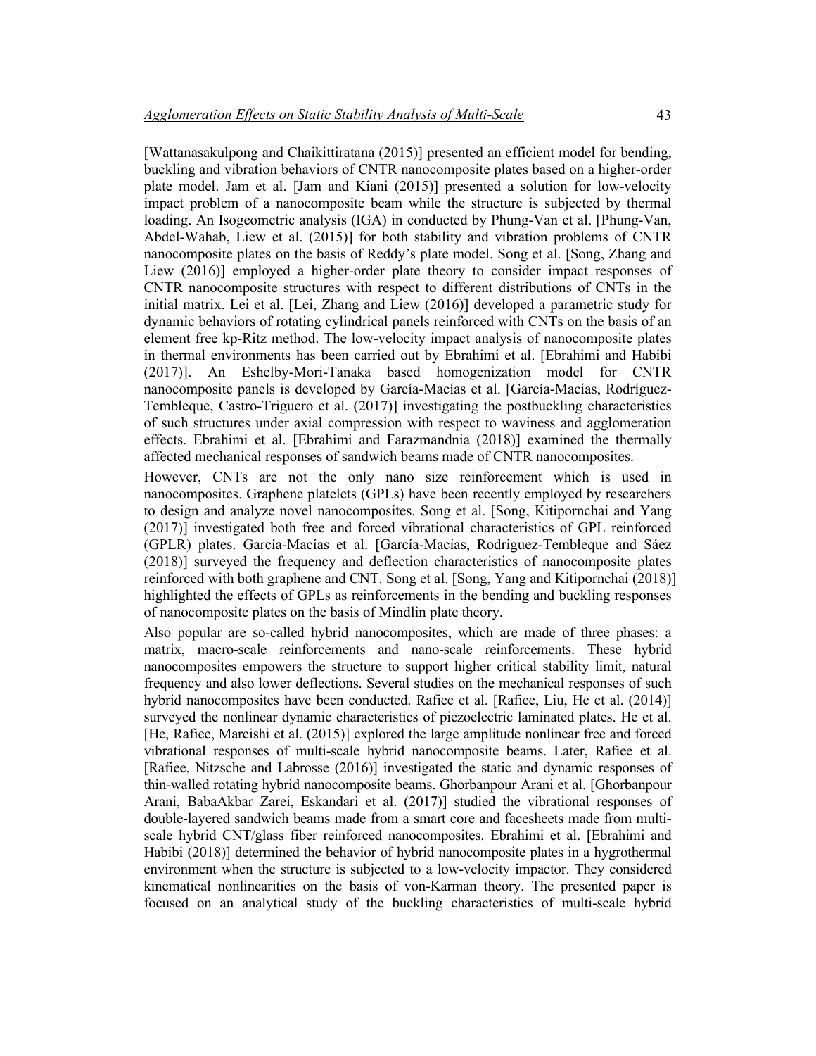[Wattanasakulpong and Chaikittiratana (2015)] presented an efficient model for bending, buckling and vibration behaviors of CNTR nanocomposite plates based on a higher-order plate model. Jam et al. [Jam and Kiani (2015)] presented a solution for low-velocity impact problem of a nanocomposite beam while the structure is subjected by thermal loading. An Isogeometric analysis (IGA) in conducted by Phung-Van et al. [Phung-Van, Abdel-Wahab, Liew et al. (2015)] for both stability and vibration problems of CNTR nanocomposite plates on the basis of Reddy's plate model. Song et al. [Song, Zhang and Liew (2016)] employed a higher-order plate theory to consider impact responses of CNTR nanocomposite structures with respect to different distributions of CNTs in the initial matrix. Lei et al. [Lei, Zhang and Liew (2016)] developed a parametric study for dynamic behaviors of rotating cylindrical panels reinforced with CNTs on the basis of an element free kp-Ritz method. The low-velocity impact analysis of nanocomposite plates in thermal environments has been carried out by Ebrahimi et al. [Ebrahimi and Habibi (2017)]. An Eshelby-Mori-Tanaka based homogenization model for CNTR nanocomposite panels is developed by García-Macías et al. [García-Macías, Rodríguez-Tembleque, Castro-Triguero et al. (2017)] investigating the postbuckling characteristics of such structures under axial compression with respect to waviness and agglomeration effects. Ebrahimi et al. [Ebrahimi and Farazmandnia (2018)] examined the thermally affected mechanical responses of sandwich beams made of CNTR nanocomposites.

However, CNTs are not the only nano size reinforcement which is used in nanocomposites. Graphene platelets (GPLs) have been recently employed by researchers to design and analyze novel nanocomposites. Song et al. [Song, Kitipornchai and Yang (2017)] investigated both free and forced vibrational characteristics of GPL reinforced (GPLR) plates. García-Macías et al. [García-Macías, Rodriguez-Tembleque and Sáez (2018)] surveyed the frequency and deflection characteristics of nanocomposite plates reinforced with both graphene and CNT. Song et al. [Song, Yang and Kitipornchai (2018)] highlighted the effects of GPLs as reinforcements in the bending and buckling responses of nanocomposite plates on the basis of Mindlin plate theory.

Also popular are so-called hybrid nanocomposites, which are made of three phases: a matrix, macro-scale reinforcements and nano-scale reinforcements. These hybrid nanocomposites empowers the structure to support higher critical stability limit, natural frequency and also lower deflections. Several studies on the mechanical responses of such hybrid nanocomposites have been conducted. Rafiee et al. [Rafiee, Liu, He et al. (2014)] surveyed the nonlinear dynamic characteristics of piezoelectric laminated plates. He et al. [He, Rafiee, Mareishi et al. (2015)] explored the large amplitude nonlinear free and forced vibrational responses of multi-scale hybrid nanocomposite beams. Later, Rafiee et al. [Rafiee, Nitzsche and Labrosse (2016)] investigated the static and dynamic responses of thin-walled rotating hybrid nanocomposite beams. Ghorbanpour Arani et al. [Ghorbanpour Arani, BabaAkbar Zarei, Eskandari et al. (2017)] studied the vibrational responses of double-layered sandwich beams made from a smart core and facesheets made from multi-scale hybrid CNT/glass fiber reinforced nanocomposites. Ebrahimi et al. [Ebrahimi and Habibi (2018)] determined the behavior of hybrid nanocomposite plates in a hygrothermal environment when the structure is subjected to a low-velocity impactor. They considered kinematical nonlinearities on the basis of von-Karman theory. The presented paper is focused on an analytical study of the buckling characteristics of multi-scale hybrid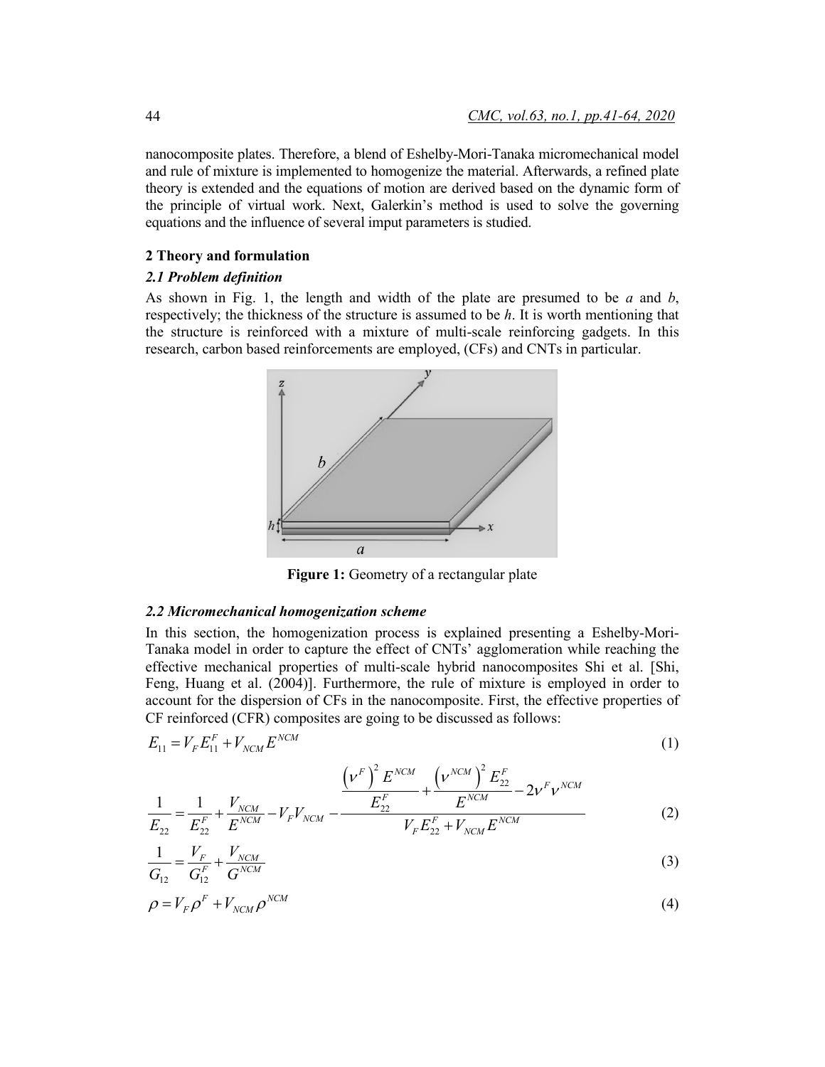nanocomposite plates. Therefore, a blend of Eshelby-Mori-Tanaka micromechanical model and rule of mixture is implemented to homogenize the material. Afterwards, a refined plate theory is extended and the equations of motion are derived based on the dynamic form of the principle of virtual work. Next, Galerkin's method is used to solve the governing equations and the influence of several imput parameters is studied.

## 2 Theory and formulation

### 2.1 Problem definition

As shown in Fig. 1, the length and width of the plate are presumed to be *a* and *b*, respectively; the thickness of the structure is assumed to be *h*. It is worth mentioning that the structure is reinforced with a mixture of multi-scale reinforcing gadgets. In this research, carbon based reinforcements are employed, (CFs) and CNTs in particular.

**Figure 1:** Geometry of a rectangular plate

### 2.2 Micromechanical homogenization scheme

In this section, the homogenization process is explained presenting a Eshelby-Mori-Tanaka model in order to capture the effect of CNTs' agglomeration while reaching the effective mechanical properties of multi-scale hybrid nanocomposites Shi et al. [Shi, Feng, Huang et al. (2004)]. Furthermore, the rule of mixture is employed in order to account for the dispersion of CFs in the nanocomposite. First, the effective properties of CF reinforced (CFR) composites are going to be discussed as follows:

$$E_{11} = V_F E_{11}^F + V_{NCM} E^{NCM} \tag{1}$$

$$\frac{1}{E_{22}} = \frac{1}{E_{22}^F} + \frac{V_{NCM}}{E^{NCM}} - V_F V_{NCM} - \frac{\dfrac{\left(\nu^F\right)^2 E^{NCM}}{E_{22}^F} + \dfrac{\left(\nu^{NCM}\right)^2 E_{22}^F}{E^{NCM}} - 2\nu^F \nu^{NCM}}{V_F E_{22}^F + V_{NCM} E^{NCM}} \tag{2}$$

$$\frac{1}{G_{12}} = \frac{V_F}{G_{12}^F} + \frac{V_{NCM}}{G^{NCM}} \tag{3}$$

$$\rho = V_F \rho^F + V_{NCM} \rho^{NCM} \tag{4}$$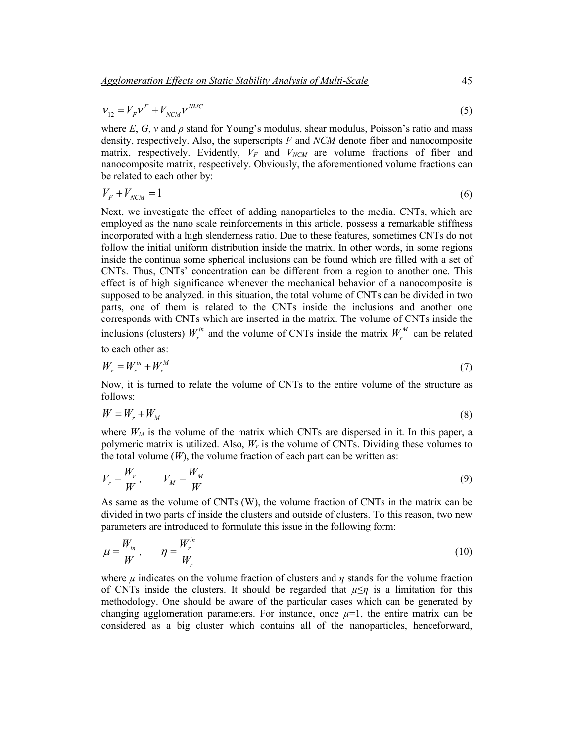$$\nu_{12} = V_F \nu^F + V_{NCM} \nu^{NMC} \tag{5}$$

where $E$, $G$, $v$ and $\rho$ stand for Young's modulus, shear modulus, Poisson's ratio and mass density, respectively. Also, the superscripts $F$ and $NCM$ denote fiber and nanocomposite matrix, respectively. Evidently, $V_F$ and $V_{NCM}$ are volume fractions of fiber and nanocomposite matrix, respectively. Obviously, the aforementioned volume fractions can be related to each other by:

$$V_F + V_{NCM} = 1 \tag{6}$$

Next, we investigate the effect of adding nanoparticles to the media. CNTs, which are employed as the nano scale reinforcements in this article, possess a remarkable stiffness incorporated with a high slenderness ratio. Due to these features, sometimes CNTs do not follow the initial uniform distribution inside the matrix. In other words, in some regions inside the continua some spherical inclusions can be found which are filled with a set of CNTs. Thus, CNTs' concentration can be different from a region to another one. This effect is of high significance whenever the mechanical behavior of a nanocomposite is supposed to be analyzed. in this situation, the total volume of CNTs can be divided in two parts, one of them is related to the CNTs inside the inclusions and another one corresponds with CNTs which are inserted in the matrix. The volume of CNTs inside the inclusions (clusters) $W_r^{in}$ and the volume of CNTs inside the matrix $W_r^M$ can be related to each other as:

$$W_r = W_r^{in} + W_r^M \tag{7}$$

Now, it is turned to relate the volume of CNTs to the entire volume of the structure as follows:

$$W = W_r + W_M \tag{8}$$

where $W_M$ is the volume of the matrix which CNTs are dispersed in it. In this paper, a polymeric matrix is utilized. Also, $W_r$ is the volume of CNTs. Dividing these volumes to the total volume ($W$), the volume fraction of each part can be written as:

$$V_r = \frac{W_r}{W}, \qquad V_M = \frac{W_M}{W} \tag{9}$$

As same as the volume of CNTs (W), the volume fraction of CNTs in the matrix can be divided in two parts of inside the clusters and outside of clusters. To this reason, two new parameters are introduced to formulate this issue in the following form:

$$\mu = \frac{W_{in}}{W}, \qquad \eta = \frac{W_r^{in}}{W_r} \tag{10}$$

where $\mu$ indicates on the volume fraction of clusters and $\eta$ stands for the volume fraction of CNTs inside the clusters. It should be regarded that $\mu \leq \eta$ is a limitation for this methodology. One should be aware of the particular cases which can be generated by changing agglomeration parameters. For instance, once $\mu$=1, the entire matrix can be considered as a big cluster which contains all of the nanoparticles, henceforward,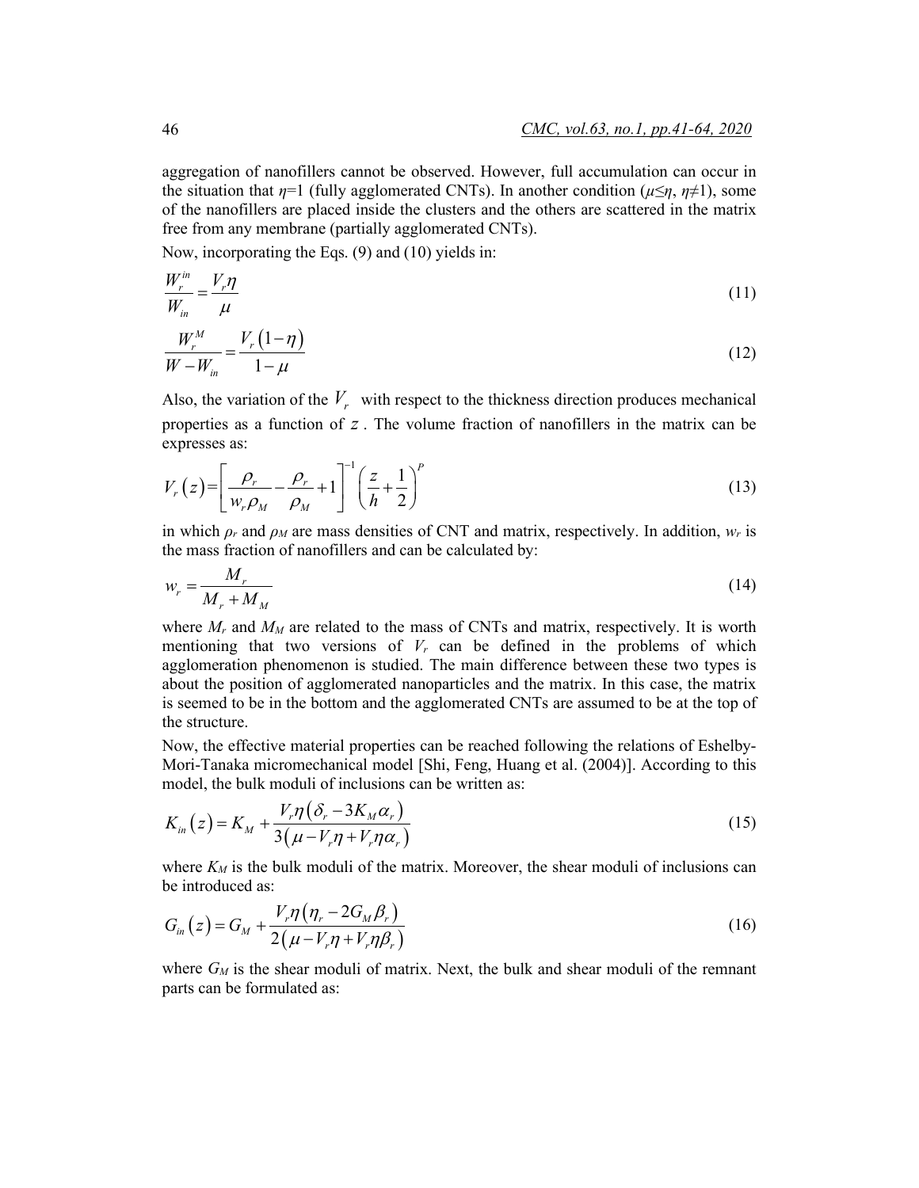aggregation of nanofillers cannot be observed. However, full accumulation can occur in the situation that $\eta$=1 (fully agglomerated CNTs). In another condition ($\mu \leq \eta$, $\eta \neq 1$), some of the nanofillers are placed inside the clusters and the others are scattered in the matrix free from any membrane (partially agglomerated CNTs).

Now, incorporating the Eqs. (9) and (10) yields in:

$$\frac{W_r^{in}}{W_{in}} = \frac{V_r \eta}{\mu} \tag{11}$$

$$\frac{W_r^M}{W - W_{in}} = \frac{V_r\left(1-\eta\right)}{1-\mu} \tag{12}$$

Also, the variation of the $V_r$ with respect to the thickness direction produces mechanical properties as a function of $z$. The volume fraction of nanofillers in the matrix can be expresses as:

$$V_r\left(z\right) = \left[\frac{\rho_r}{w_r \rho_M} - \frac{\rho_r}{\rho_M} + 1\right]^{-1} \left(\frac{z}{h} + \frac{1}{2}\right)^P \tag{13}$$

in which $\rho_r$ and $\rho_M$ are mass densities of CNT and matrix, respectively. In addition, $w_r$ is the mass fraction of nanofillers and can be calculated by:

$$w_r = \frac{M_r}{M_r + M_M} \tag{14}$$

where $M_r$ and $M_M$ are related to the mass of CNTs and matrix, respectively. It is worth mentioning that two versions of $V_r$ can be defined in the problems of which agglomeration phenomenon is studied. The main difference between these two types is about the position of agglomerated nanoparticles and the matrix. In this case, the matrix is seemed to be in the bottom and the agglomerated CNTs are assumed to be at the top of the structure.

Now, the effective material properties can be reached following the relations of Eshelby-Mori-Tanaka micromechanical model [Shi, Feng, Huang et al. (2004)]. According to this model, the bulk moduli of inclusions can be written as:

$$K_{in}\left(z\right) = K_M + \frac{V_r \eta\left(\delta_r - 3K_M \alpha_r\right)}{3\left(\mu - V_r \eta + V_r \eta \alpha_r\right)} \tag{15}$$

where $K_M$ is the bulk moduli of the matrix. Moreover, the shear moduli of inclusions can be introduced as:

$$G_{in}\left(z\right) = G_M + \frac{V_r \eta\left(\eta_r - 2G_M \beta_r\right)}{2\left(\mu - V_r \eta + V_r \eta \beta_r\right)} \tag{16}$$

where $G_M$ is the shear moduli of matrix. Next, the bulk and shear moduli of the remnant parts can be formulated as: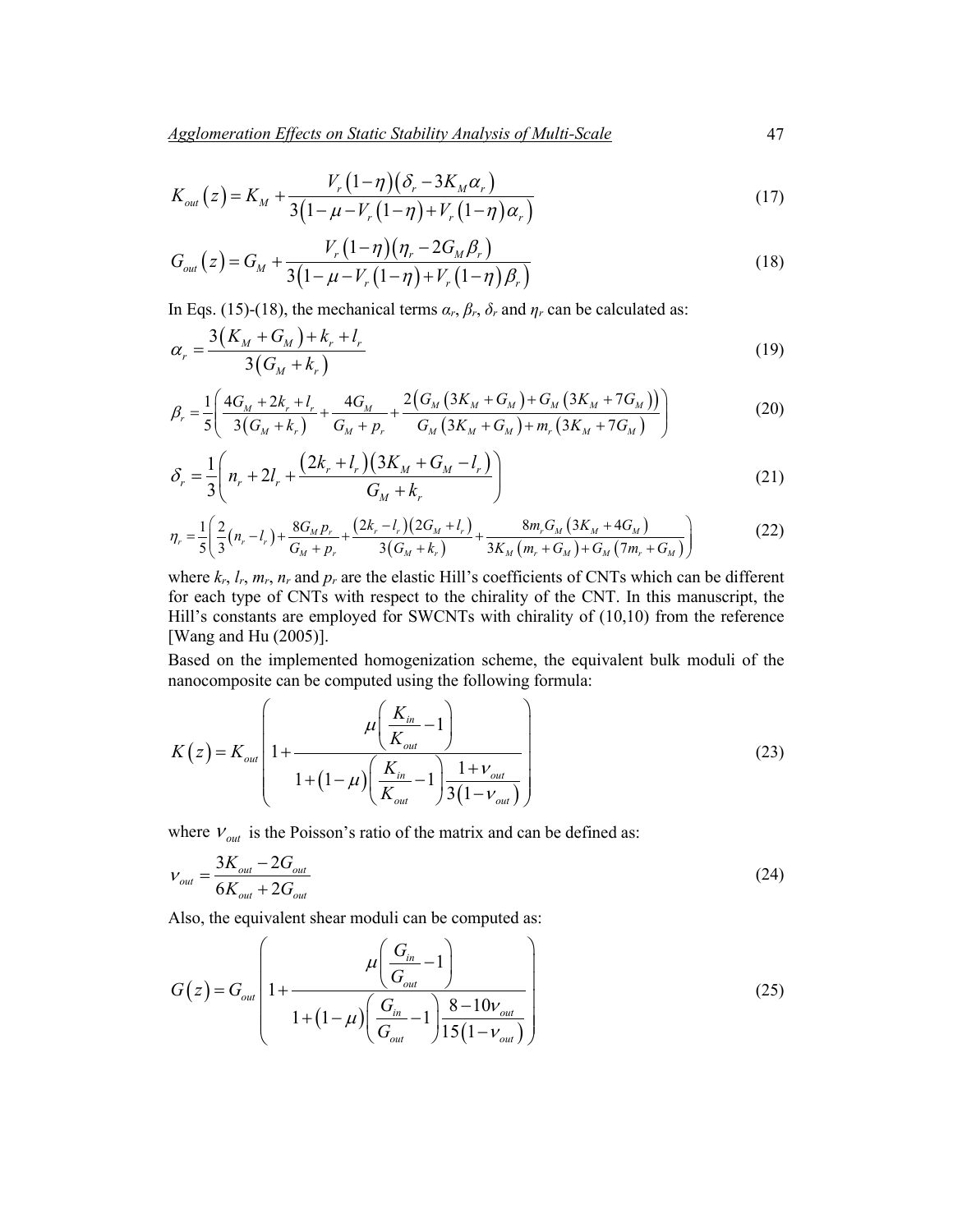$$K_{out}\left(z\right)=K_M+\frac{V_r\left(1-\eta\right)\left(\delta_r-3K_M\alpha_r\right)}{3\left(1-\mu-V_r\left(1-\eta\right)+V_r\left(1-\eta\right)\alpha_r\right)} \tag{17}$$

$$G_{out}\left(z\right)=G_M+\frac{V_r\left(1-\eta\right)\left(\eta_r-2G_M\beta_r\right)}{3\left(1-\mu-V_r\left(1-\eta\right)+V_r\left(1-\eta\right)\beta_r\right)} \tag{18}$$

In Eqs. (15)-(18), the mechanical terms $\alpha_r$, $\beta_r$, $\delta_r$ and $\eta_r$ can be calculated as:

$$\alpha_r=\frac{3\left(K_M+G_M\right)+k_r+l_r}{3\left(G_M+k_r\right)} \tag{19}$$

$$\beta_r=\frac{1}{5}\left(\frac{4G_M+2k_r+l_r}{3\left(G_M+k_r\right)}+\frac{4G_M}{G_M+p_r}+\frac{2\left(G_M\left(3K_M+G_M\right)+G_M\left(3K_M+7G_M\right)\right)}{G_M\left(3K_M+G_M\right)+m_r\left(3K_M+7G_M\right)}\right) \tag{20}$$

$$\delta_r=\frac{1}{3}\left(n_r+2l_r+\frac{\left(2k_r+l_r\right)\left(3K_M+G_M-l_r\right)}{G_M+k_r}\right) \tag{21}$$

$$\eta_r=\frac{1}{5}\left(\frac{2}{3}\left(n_r-l_r\right)+\frac{8G_M p_r}{G_M+p_r}+\frac{\left(2k_r-l_r\right)\left(2G_M+l_r\right)}{3\left(G_M+k_r\right)}+\frac{8m_r G_M\left(3K_M+4G_M\right)}{3K_M\left(m_r+G_M\right)+G_M\left(7m_r+G_M\right)}\right) \tag{22}$$

where $k_r$, $l_r$, $m_r$, $n_r$ and $p_r$ are the elastic Hill's coefficients of CNTs which can be different for each type of CNTs with respect to the chirality of the CNT. In this manuscript, the Hill's constants are employed for SWCNTs with chirality of (10,10) from the reference [Wang and Hu (2005)].

Based on the implemented homogenization scheme, the equivalent bulk moduli of the nanocomposite can be computed using the following formula:

$$K\left(z\right)=K_{out}\left(1+\frac{\mu\left(\frac{K_{in}}{K_{out}}-1\right)}{1+\left(1-\mu\right)\left(\frac{K_{in}}{K_{out}}-1\right)\frac{1+\nu_{out}}{3\left(1-\nu_{out}\right)}}\right) \tag{23}$$

where $\nu_{out}$ is the Poisson's ratio of the matrix and can be defined as:

$$\nu_{out}=\frac{3K_{out}-2G_{out}}{6K_{out}+2G_{out}} \tag{24}$$

Also, the equivalent shear moduli can be computed as:

$$G\left(z\right)=G_{out}\left(1+\frac{\mu\left(\frac{G_{in}}{G_{out}}-1\right)}{1+\left(1-\mu\right)\left(\frac{G_{in}}{G_{out}}-1\right)\frac{8-10\nu_{out}}{15\left(1-\nu_{out}\right)}}\right) \tag{25}$$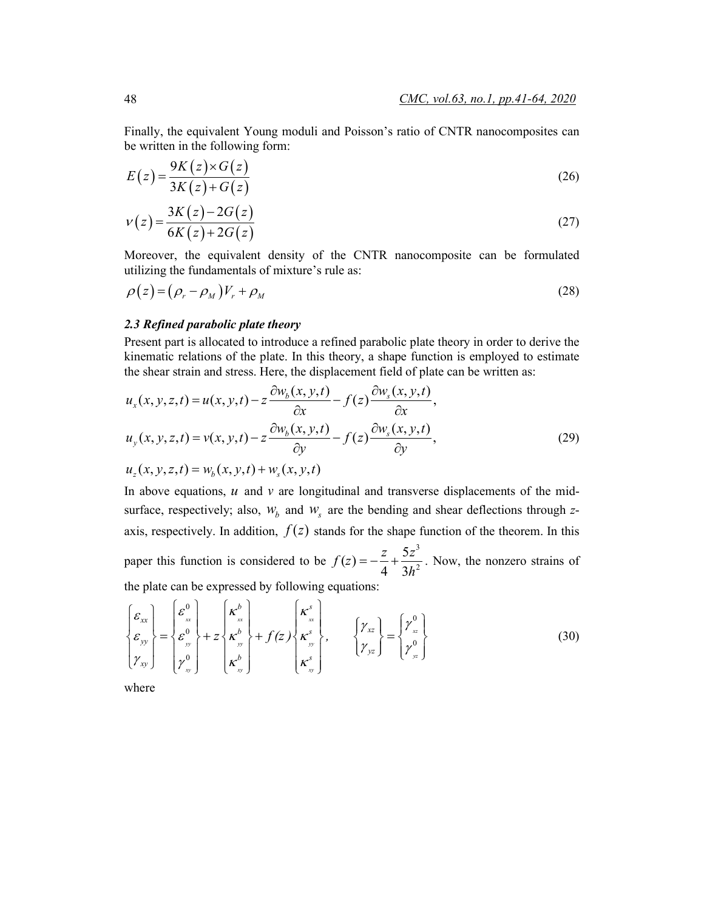Finally, the equivalent Young moduli and Poisson's ratio of CNTR nanocomposites can be written in the following form:

$$E(z) = \frac{9K(z) \times G(z)}{3K(z) + G(z)} \tag{26}$$

$$\nu(z) = \frac{3K(z) - 2G(z)}{6K(z) + 2G(z)} \tag{27}$$

Moreover, the equivalent density of the CNTR nanocomposite can be formulated utilizing the fundamentals of mixture's rule as:

$$\rho(z) = (\rho_r - \rho_M)V_r + \rho_M \tag{28}$$

### *2.3 Refined parabolic plate theory*

Present part is allocated to introduce a refined parabolic plate theory in order to derive the kinematic relations of the plate. In this theory, a shape function is employed to estimate the shear strain and stress. Here, the displacement field of plate can be written as:

$$\begin{aligned}
u_x(x,y,z,t) &= u(x,y,t) - z\frac{\partial w_b(x,y,t)}{\partial x} - f(z)\frac{\partial w_s(x,y,t)}{\partial x}, \\
u_y(x,y,z,t) &= v(x,y,t) - z\frac{\partial w_b(x,y,t)}{\partial y} - f(z)\frac{\partial w_s(x,y,t)}{\partial y}, \\
u_z(x,y,z,t) &= w_b(x,y,t) + w_s(x,y,t)
\end{aligned} \tag{29}$$

In above equations, $u$ and $v$ are longitudinal and transverse displacements of the mid-surface, respectively; also, $w_b$ and $w_s$ are the bending and shear deflections through *z*-axis, respectively. In addition, $f(z)$ stands for the shape function of the theorem. In this paper this function is considered to be $f(z) = -\frac{z}{4} + \frac{5z^3}{3h^2}$. Now, the nonzero strains of the plate can be expressed by following equations:

$$\begin{Bmatrix} \varepsilon_{xx} \\ \varepsilon_{yy} \\ \gamma_{xy} \end{Bmatrix} = \begin{Bmatrix} \varepsilon^0_{xx} \\ \varepsilon^0_{yy} \\ \gamma^0_{xy} \end{Bmatrix} + z\begin{Bmatrix} \kappa^b_{xx} \\ \kappa^b_{yy} \\ \kappa^b_{xy} \end{Bmatrix} + f(z)\begin{Bmatrix} \kappa^s_{xx} \\ \kappa^s_{yy} \\ \kappa^s_{xy} \end{Bmatrix}, \qquad \begin{Bmatrix} \gamma_{xz} \\ \gamma_{yz} \end{Bmatrix} = \begin{Bmatrix} \gamma^0_{xz} \\ \gamma^0_{yz} \end{Bmatrix} \tag{30}$$

where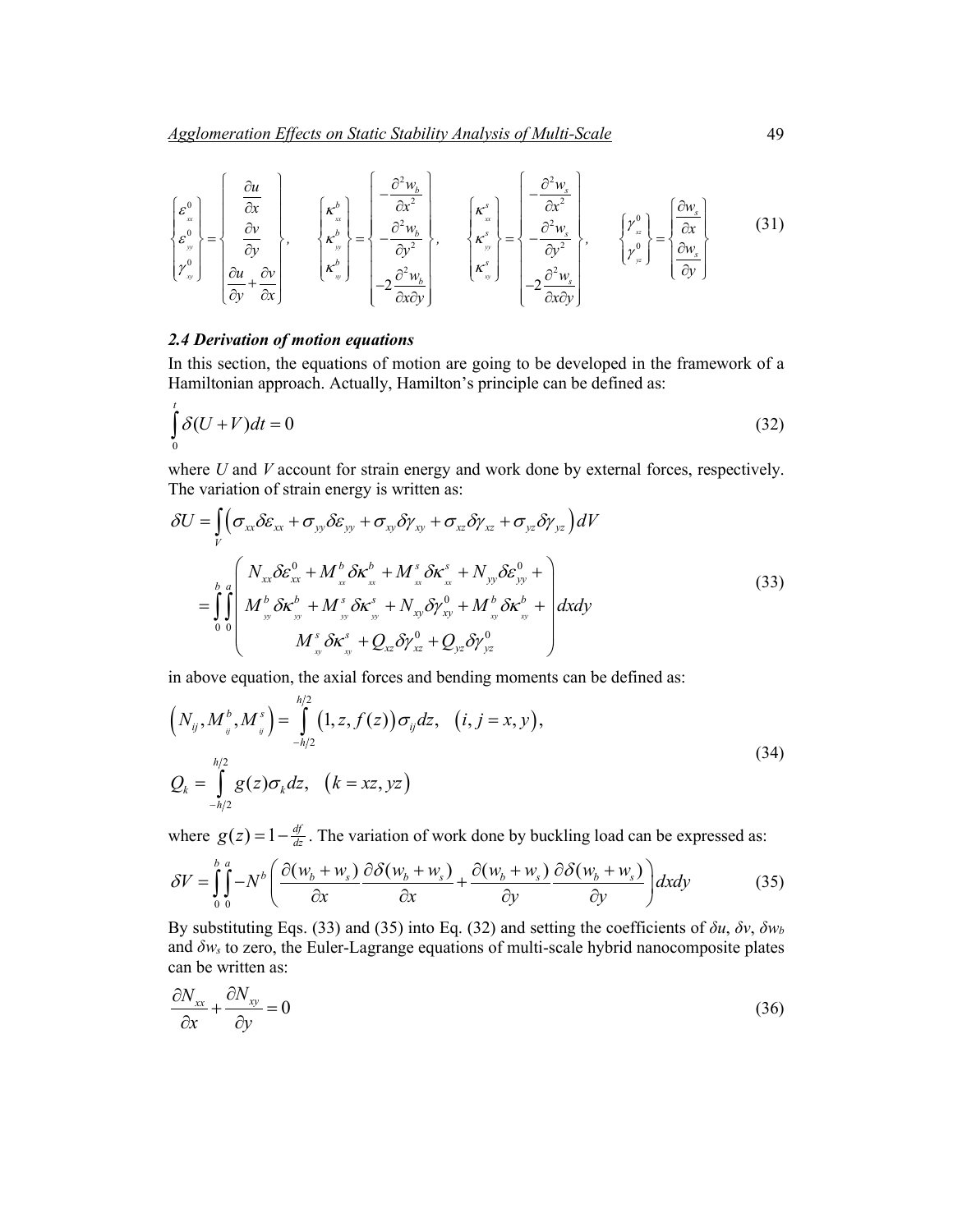$$
\begin{Bmatrix} \varepsilon^0_{xx} \\ \varepsilon^0_{yy} \\ \gamma^0_{xy} \end{Bmatrix} = \begin{Bmatrix} \dfrac{\partial u}{\partial x} \\ \dfrac{\partial v}{\partial y} \\ \dfrac{\partial u}{\partial y} + \dfrac{\partial v}{\partial x} \end{Bmatrix}, \quad \begin{Bmatrix} \kappa^b_{xx} \\ \kappa^b_{yy} \\ \kappa^b_{xy} \end{Bmatrix} = \begin{Bmatrix} -\dfrac{\partial^2 w_b}{\partial x^2} \\ -\dfrac{\partial^2 w_b}{\partial y^2} \\ -2\dfrac{\partial^2 w_b}{\partial x \partial y} \end{Bmatrix}, \quad \begin{Bmatrix} \kappa^s_{xx} \\ \kappa^s_{yy} \\ \kappa^s_{xy} \end{Bmatrix} = \begin{Bmatrix} -\dfrac{\partial^2 w_s}{\partial x^2} \\ -\dfrac{\partial^2 w_s}{\partial y^2} \\ -2\dfrac{\partial^2 w_s}{\partial x \partial y} \end{Bmatrix}, \quad \begin{Bmatrix} \gamma^0_{xz} \\ \gamma^0_{yz} \end{Bmatrix} = \begin{Bmatrix} \dfrac{\partial w_s}{\partial x} \\ \dfrac{\partial w_s}{\partial y} \end{Bmatrix} \tag{31}
$$

### *2.4 Derivation of motion equations*

In this section, the equations of motion are going to be developed in the framework of a Hamiltonian approach. Actually, Hamilton's principle can be defined as:

$$
\int_0^t \delta(U+V)dt = 0 \tag{32}
$$

where $U$ and $V$ account for strain energy and work done by external forces, respectively. The variation of strain energy is written as:

$$
\begin{aligned}
\delta U &= \int_V \left( \sigma_{xx}\delta\varepsilon_{xx} + \sigma_{yy}\delta\varepsilon_{yy} + \sigma_{xy}\delta\gamma_{xy} + \sigma_{xz}\delta\gamma_{xz} + \sigma_{yz}\delta\gamma_{yz} \right) dV \\
&= \int_0^b \int_0^a \begin{pmatrix} N_{xx}\delta\varepsilon^0_{xx} + M^b_{xx}\delta\kappa^b_{xx} + M^s_{xx}\delta\kappa^s_{xx} + N_{yy}\delta\varepsilon^0_{yy} + \\ M^b_{yy}\delta\kappa^b_{yy} + M^s_{yy}\delta\kappa^s_{yy} + N_{xy}\delta\gamma^0_{xy} + M^b_{xy}\delta\kappa^b_{xy} + \\ M^s_{xy}\delta\kappa^s_{xy} + Q_{xz}\delta\gamma^0_{xz} + Q_{yz}\delta\gamma^0_{yz} \end{pmatrix} dxdy
\end{aligned} \tag{33}
$$

in above equation, the axial forces and bending moments can be defined as:

$$
\begin{aligned}
&\left(N_{ij}, M^b_{ij}, M^s_{ij}\right) = \int_{-h/2}^{h/2} \left(1, z, f(z)\right)\sigma_{ij}dz, \quad \left(i,j = x,y\right), \\
&Q_k = \int_{-h/2}^{h/2} g(z)\sigma_k dz, \quad \left(k = xz, yz\right)
\end{aligned} \tag{34}
$$

where $g(z) = 1 - \frac{df}{dz}$. The variation of work done by buckling load can be expressed as:

$$
\delta V = \int_0^b \int_0^a -N^b \left( \frac{\partial(w_b+w_s)}{\partial x}\frac{\partial\delta(w_b+w_s)}{\partial x} + \frac{\partial(w_b+w_s)}{\partial y}\frac{\partial\delta(w_b+w_s)}{\partial y} \right) dxdy \tag{35}
$$

By substituting Eqs. (33) and (35) into Eq. (32) and setting the coefficients of $\delta u$, $\delta v$, $\delta w_b$ and $\delta w_s$ to zero, the Euler-Lagrange equations of multi-scale hybrid nanocomposite plates can be written as:

$$
\frac{\partial N_{xx}}{\partial x} + \frac{\partial N_{xy}}{\partial y} = 0 \tag{36}
$$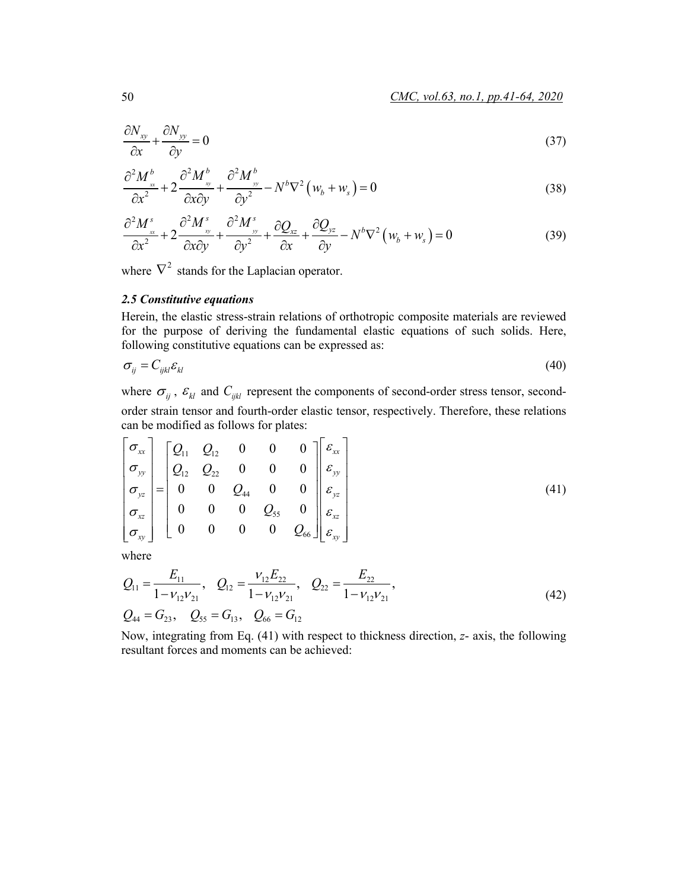$$\frac{\partial N_{xy}}{\partial x}+\frac{\partial N_{yy}}{\partial y}=0 \tag{37}$$

$$\frac{\partial^2 M^b_{xx}}{\partial x^2}+2\frac{\partial^2 M^b_{xy}}{\partial x \partial y}+\frac{\partial^2 M^b_{yy}}{\partial y^2}-N^b\nabla^2\left(w_b+w_s\right)=0 \tag{38}$$

$$\frac{\partial^2 M^s_{xx}}{\partial x^2}+2\frac{\partial^2 M^s_{xy}}{\partial x \partial y}+\frac{\partial^2 M^s_{yy}}{\partial y^2}+\frac{\partial Q_{xz}}{\partial x}+\frac{\partial Q_{yz}}{\partial y}-N^b\nabla^2\left(w_b+w_s\right)=0 \tag{39}$$

where $\nabla^2$ stands for the Laplacian operator.

### *2.5 Constitutive equations*

Herein, the elastic stress-strain relations of orthotropic composite materials are reviewed for the purpose of deriving the fundamental elastic equations of such solids. Here, following constitutive equations can be expressed as:

$$\sigma_{ij}=C_{ijkl}\varepsilon_{kl} \tag{40}$$

where $\sigma_{ij}$, $\varepsilon_{kl}$ and $C_{ijkl}$ represent the components of second-order stress tensor, second-order strain tensor and fourth-order elastic tensor, respectively. Therefore, these relations can be modified as follows for plates:

$$\begin{bmatrix}\sigma_{xx}\\ \sigma_{yy}\\ \sigma_{yz}\\ \sigma_{xz}\\ \sigma_{xy}\end{bmatrix}=\begin{bmatrix}Q_{11} & Q_{12} & 0 & 0 & 0\\ Q_{12} & Q_{22} & 0 & 0 & 0\\ 0 & 0 & Q_{44} & 0 & 0\\ 0 & 0 & 0 & Q_{55} & 0\\ 0 & 0 & 0 & 0 & Q_{66}\end{bmatrix}\begin{bmatrix}\varepsilon_{xx}\\ \varepsilon_{yy}\\ \varepsilon_{yz}\\ \varepsilon_{xz}\\ \varepsilon_{xy}\end{bmatrix} \tag{41}$$

where

$$\begin{gathered}Q_{11}=\frac{E_{11}}{1-\nu_{12}\nu_{21}},\quad Q_{12}=\frac{\nu_{12}E_{22}}{1-\nu_{12}\nu_{21}},\quad Q_{22}=\frac{E_{22}}{1-\nu_{12}\nu_{21}},\\ Q_{44}=G_{23},\quad Q_{55}=G_{13},\quad Q_{66}=G_{12}\end{gathered} \tag{42}$$

Now, integrating from Eq. (41) with respect to thickness direction, *z*- axis, the following resultant forces and moments can be achieved: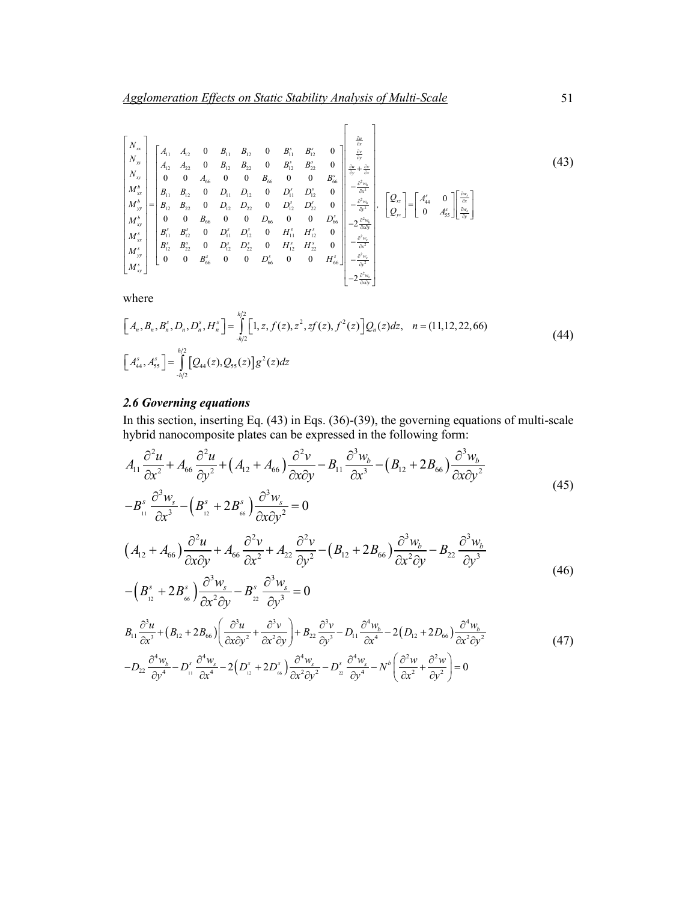$$
\begin{bmatrix} N_{xx} \\ N_{yy} \\ N_{xy} \\ M_{xx}^{b} \\ M_{yy}^{b} \\ M_{xy}^{b} \\ M_{xx}^{s} \\ M_{yy}^{s} \\ M_{xy}^{s} \end{bmatrix} = \begin{bmatrix} A_{11} & A_{12} & 0 & B_{11} & B_{12} & 0 & B_{11}^{s} & B_{12}^{s} & 0 \\ A_{12} & A_{22} & 0 & B_{12} & B_{22} & 0 & B_{12}^{s} & B_{22}^{s} & 0 \\ 0 & 0 & A_{66} & 0 & 0 & B_{66} & 0 & 0 & B_{66}^{s} \\ B_{11} & B_{12} & 0 & D_{11} & D_{12} & 0 & D_{11}^{s} & D_{12}^{s} & 0 \\ B_{12} & B_{22} & 0 & D_{12} & D_{22} & 0 & D_{12}^{s} & D_{22}^{s} & 0 \\ 0 & 0 & B_{66} & 0 & 0 & D_{66} & 0 & 0 & D_{66}^{s} \\ B_{11}^{s} & B_{12}^{s} & 0 & D_{11}^{s} & D_{12}^{s} & 0 & H_{11}^{s} & H_{12}^{s} & 0 \\ B_{12}^{s} & B_{22}^{s} & 0 & D_{12}^{s} & D_{22}^{s} & 0 & H_{12}^{s} & H_{22}^{s} & 0 \\ 0 & 0 & B_{66}^{s} & 0 & 0 & D_{66}^{s} & 0 & 0 & H_{66}^{s} \end{bmatrix} \begin{bmatrix} \frac{\partial u}{\partial x} \\ \frac{\partial v}{\partial y} \\ \frac{\partial u}{\partial y} + \frac{\partial v}{\partial x} \\ -\frac{\partial^2 w_b}{\partial x^2} \\ -\frac{\partial^2 w_b}{\partial y^2} \\ -2\frac{\partial^2 w_b}{\partial x \partial y} \\ -\frac{\partial^2 w_s}{\partial x^2} \\ -\frac{\partial^2 w_s}{\partial y^2} \\ -2\frac{\partial^2 w_s}{\partial x \partial y} \end{bmatrix}, \quad \begin{bmatrix} Q_{xz} \\ Q_{yz} \end{bmatrix} = \begin{bmatrix} A_{44}^{s} & 0 \\ 0 & A_{55}^{s} \end{bmatrix} \begin{bmatrix} \frac{\partial w_s}{\partial x} \\ \frac{\partial w_s}{\partial y} \end{bmatrix} \tag{43}
$$

where

$$
\left[ A_n, B_n, B_n^s, D_n, D_n^s, H_n^s \right] = \int_{-h/2}^{h/2} \left[ 1, z, f(z), z^2, z f(z), f^2(z) \right] Q_n(z) dz, \quad n = (11,12,22,66)
$$
$$
\left[ A_{44}^s, A_{55}^s \right] = \int_{-h/2}^{h/2} \left[ Q_{44}(z), Q_{55}(z) \right] g^2(z) dz \tag{44}
$$

### *2.6 Governing equations*

In this section, inserting Eq. (43) in Eqs. (36)-(39), the governing equations of multi-scale hybrid nanocomposite plates can be expressed in the following form:

$$
A_{11}\frac{\partial^2 u}{\partial x^2} + A_{66}\frac{\partial^2 u}{\partial y^2} + \left(A_{12} + A_{66}\right)\frac{\partial^2 v}{\partial x \partial y} - B_{11}\frac{\partial^3 w_b}{\partial x^3} - \left(B_{12} + 2B_{66}\right)\frac{\partial^3 w_b}{\partial x \partial y^2}
$$
$$
-B_{11}^s\frac{\partial^3 w_s}{\partial x^3} - \left(B_{12}^s + 2B_{66}^s\right)\frac{\partial^3 w_s}{\partial x \partial y^2} = 0 \tag{45}
$$

$$
\left(A_{12} + A_{66}\right)\frac{\partial^2 u}{\partial x \partial y} + A_{66}\frac{\partial^2 v}{\partial x^2} + A_{22}\frac{\partial^2 v}{\partial y^2} - \left(B_{12} + 2B_{66}\right)\frac{\partial^3 w_b}{\partial x^2 \partial y} - B_{22}\frac{\partial^3 w_b}{\partial y^3}
$$
$$
-\left(B_{12}^s + 2B_{66}^s\right)\frac{\partial^3 w_s}{\partial x^2 \partial y} - B_{22}^s\frac{\partial^3 w_s}{\partial y^3} = 0 \tag{46}
$$

$$
B_{11}\frac{\partial^3 u}{\partial x^3} + \left(B_{12} + 2B_{66}\right)\left(\frac{\partial^3 u}{\partial x \partial y^2} + \frac{\partial^3 v}{\partial x^2 \partial y}\right) + B_{22}\frac{\partial^3 v}{\partial y^3} - D_{11}\frac{\partial^4 w_b}{\partial x^4} - 2\left(D_{12} + 2D_{66}\right)\frac{\partial^4 w_b}{\partial x^2 \partial y^2}
$$
$$
-D_{22}\frac{\partial^4 w_b}{\partial y^4} - D_{11}^s\frac{\partial^4 w_s}{\partial x^4} - 2\left(D_{12}^s + 2D_{66}^s\right)\frac{\partial^4 w_s}{\partial x^2 \partial y^2} - D_{22}^s\frac{\partial^4 w_s}{\partial y^4} - N^b\left(\frac{\partial^2 w}{\partial x^2} + \frac{\partial^2 w}{\partial y^2}\right) = 0 \tag{47}
$$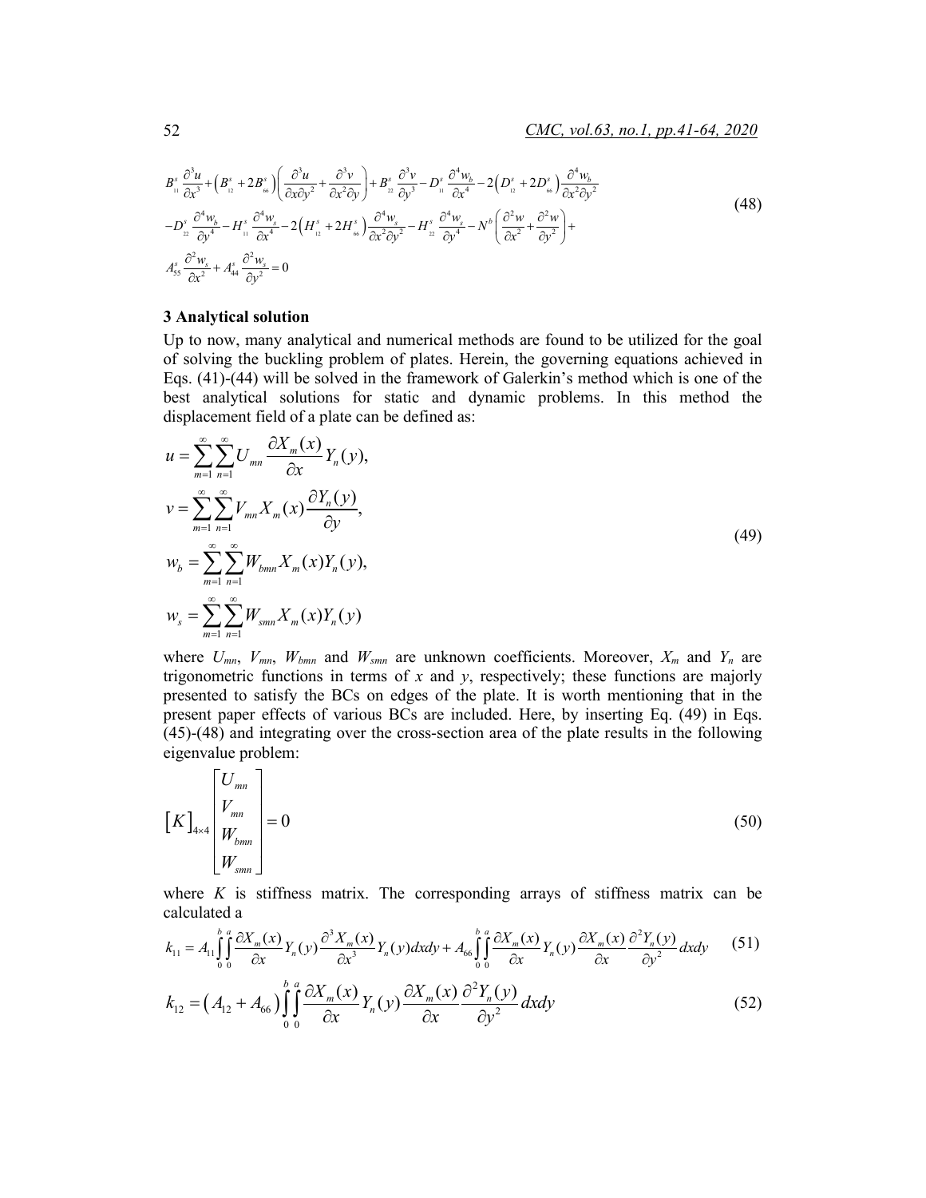$$B_{11}^{s}\frac{\partial^3 u}{\partial x^3}+\left(B_{12}^{s}+2B_{66}^{s}\right)\left(\frac{\partial^3 u}{\partial x\partial y^2}+\frac{\partial^3 v}{\partial x^2\partial y}\right)+B_{22}^{s}\frac{\partial^3 v}{\partial y^3}-D_{11}^{s}\frac{\partial^4 w_b}{\partial x^4}-2\left(D_{12}^{s}+2D_{66}^{s}\right)\frac{\partial^4 w_b}{\partial x^2\partial y^2}$$
$$-D_{22}^{s}\frac{\partial^4 w_b}{\partial y^4}-H_{11}^{s}\frac{\partial^4 w_s}{\partial x^4}-2\left(H_{12}^{s}+2H_{66}^{s}\right)\frac{\partial^4 w_s}{\partial x^2\partial y^2}-H_{22}^{s}\frac{\partial^4 w_s}{\partial y^4}-N^{b}\left(\frac{\partial^2 w}{\partial x^2}+\frac{\partial^2 w}{\partial y^2}\right)+$$
$$A_{55}^{s}\frac{\partial^2 w_s}{\partial x^2}+A_{44}^{s}\frac{\partial^2 w_s}{\partial y^2}=0 \tag{48}$$

## 3 Analytical solution

Up to now, many analytical and numerical methods are found to be utilized for the goal of solving the buckling problem of plates. Herein, the governing equations achieved in Eqs. (41)-(44) will be solved in the framework of Galerkin's method which is one of the best analytical solutions for static and dynamic problems. In this method the displacement field of a plate can be defined as:

$$u=\sum_{m=1}^{\infty}\sum_{n=1}^{\infty}U_{mn}\frac{\partial X_m(x)}{\partial x}Y_n(y),$$
$$v=\sum_{m=1}^{\infty}\sum_{n=1}^{\infty}V_{mn}X_m(x)\frac{\partial Y_n(y)}{\partial y},$$
$$w_b=\sum_{m=1}^{\infty}\sum_{n=1}^{\infty}W_{bmn}X_m(x)Y_n(y),$$
$$w_s=\sum_{m=1}^{\infty}\sum_{n=1}^{\infty}W_{smn}X_m(x)Y_n(y) \tag{49}$$

where $U_{mn}$, $V_{mn}$, $W_{bmn}$ and $W_{smn}$ are unknown coefficients. Moreover, $X_m$ and $Y_n$ are trigonometric functions in terms of $x$ and $y$, respectively; these functions are majorly presented to satisfy the BCs on edges of the plate. It is worth mentioning that in the present paper effects of various BCs are included. Here, by inserting Eq. (49) in Eqs. (45)-(48) and integrating over the cross-section area of the plate results in the following eigenvalue problem:

$$\left[K\right]_{4\times 4}\begin{bmatrix}U_{mn}\\ V_{mn}\\ W_{bmn}\\ W_{smn}\end{bmatrix}=0 \tag{50}$$

where $K$ is stiffness matrix. The corresponding arrays of stiffness matrix can be calculated a

$$k_{11}=A_{11}\int_0^b\int_0^a\frac{\partial X_m(x)}{\partial x}Y_n(y)\frac{\partial^3 X_m(x)}{\partial x^3}Y_n(y)dxdy+A_{66}\int_0^b\int_0^a\frac{\partial X_m(x)}{\partial x}Y_n(y)\frac{\partial X_m(x)}{\partial x}\frac{\partial^2 Y_n(y)}{\partial y^2}dxdy \tag{51}$$

$$k_{12}=\left(A_{12}+A_{66}\right)\int_0^b\int_0^a\frac{\partial X_m(x)}{\partial x}Y_n(y)\frac{\partial X_m(x)}{\partial x}\frac{\partial^2 Y_n(y)}{\partial y^2}dxdy \tag{52}$$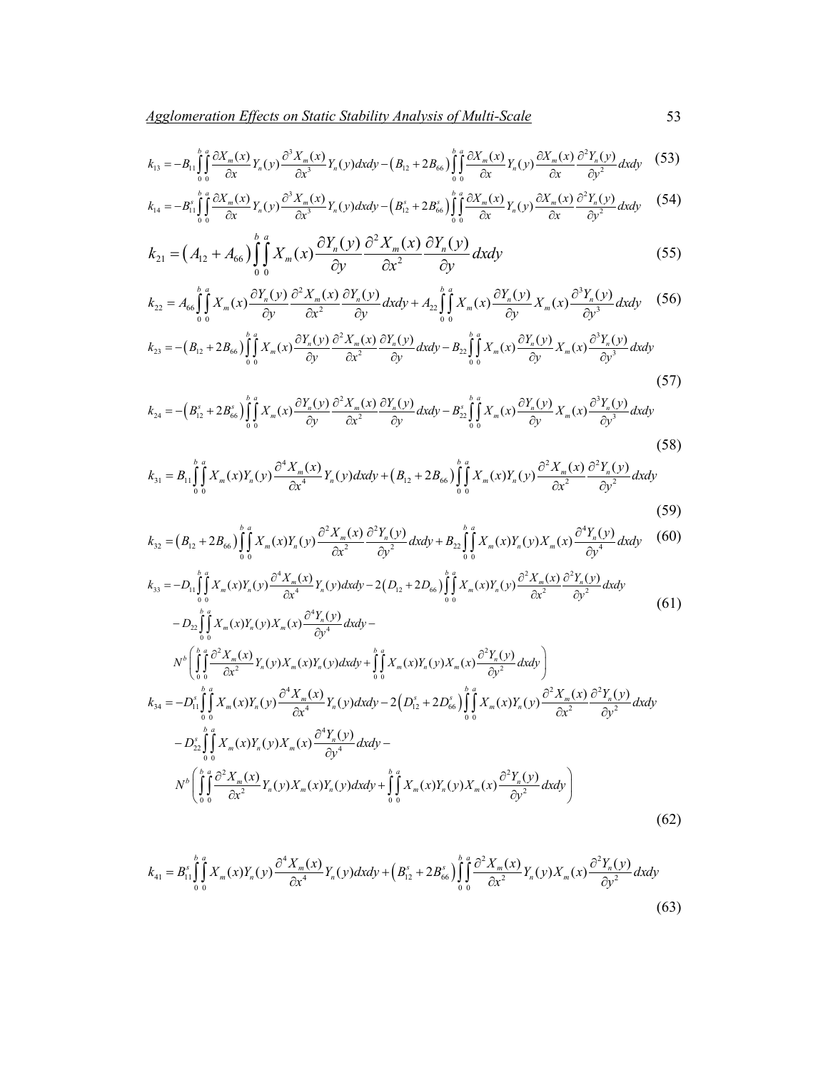$$k_{13} = -B_{11}\int_0^b\int_0^a \frac{\partial X_m(x)}{\partial x} Y_n(y) \frac{\partial^3 X_m(x)}{\partial x^3} Y_n(y) dxdy - \left(B_{12} + 2B_{66}\right)\int_0^b\int_0^a \frac{\partial X_m(x)}{\partial x} Y_n(y) \frac{\partial X_m(x)}{\partial x} \frac{\partial^2 Y_n(y)}{\partial y^2} dxdy \quad (53)$$

$$k_{14} = -B_{11}^s\int_0^b\int_0^a \frac{\partial X_m(x)}{\partial x} Y_n(y) \frac{\partial^3 X_m(x)}{\partial x^3} Y_n(y) dxdy - \left(B_{12}^s + 2B_{66}^s\right)\int_0^b\int_0^a \frac{\partial X_m(x)}{\partial x} Y_n(y) \frac{\partial X_m(x)}{\partial x} \frac{\partial^2 Y_n(y)}{\partial y^2} dxdy \quad (54)$$

$$k_{21} = \left(A_{12} + A_{66}\right)\int_0^b\int_0^a X_m(x) \frac{\partial Y_n(y)}{\partial y} \frac{\partial^2 X_m(x)}{\partial x^2} \frac{\partial Y_n(y)}{\partial y} dxdy \quad (55)$$

$$k_{22} = A_{66}\int_0^b\int_0^a X_m(x) \frac{\partial Y_n(y)}{\partial y} \frac{\partial^2 X_m(x)}{\partial x^2} \frac{\partial Y_n(y)}{\partial y} dxdy + A_{22}\int_0^b\int_0^a X_m(x) \frac{\partial Y_n(y)}{\partial y} X_m(x) \frac{\partial^3 Y_n(y)}{\partial y^3} dxdy \quad (56)$$

$$k_{23} = -\left(B_{12} + 2B_{66}\right)\int_0^b\int_0^a X_m(x) \frac{\partial Y_n(y)}{\partial y} \frac{\partial^2 X_m(x)}{\partial x^2} \frac{\partial Y_n(y)}{\partial y} dxdy - B_{22}\int_0^b\int_0^a X_m(x) \frac{\partial Y_n(y)}{\partial y} X_m(x) \frac{\partial^3 Y_n(y)}{\partial y^3} dxdy \quad (57)$$

$$k_{24} = -\left(B_{12}^s + 2B_{66}^s\right)\int_0^b\int_0^a X_m(x) \frac{\partial Y_n(y)}{\partial y} \frac{\partial^2 X_m(x)}{\partial x^2} \frac{\partial Y_n(y)}{\partial y} dxdy - B_{22}^s\int_0^b\int_0^a X_m(x) \frac{\partial Y_n(y)}{\partial y} X_m(x) \frac{\partial^3 Y_n(y)}{\partial y^3} dxdy \quad (58)$$

$$k_{31} = B_{11}\int_0^b\int_0^a X_m(x) Y_n(y) \frac{\partial^4 X_m(x)}{\partial x^4} Y_n(y) dxdy + \left(B_{12} + 2B_{66}\right)\int_0^b\int_0^a X_m(x) Y_n(y) \frac{\partial^2 X_m(x)}{\partial x^2} \frac{\partial^2 Y_n(y)}{\partial y^2} dxdy \quad (59)$$

$$k_{32} = \left(B_{12} + 2B_{66}\right)\int_0^b\int_0^a X_m(x) Y_n(y) \frac{\partial^2 X_m(x)}{\partial x^2} \frac{\partial^2 Y_n(y)}{\partial y^2} dxdy + B_{22}\int_0^b\int_0^a X_m(x) Y_n(y) X_m(x) \frac{\partial^4 Y_n(y)}{\partial y^4} dxdy \quad (60)$$

$$\begin{aligned}
k_{33} = &-D_{11}\int_0^b\int_0^a X_m(x) Y_n(y) \frac{\partial^4 X_m(x)}{\partial x^4} Y_n(y) dxdy - 2\left(D_{12} + 2D_{66}\right)\int_0^b\int_0^a X_m(x) Y_n(y) \frac{\partial^2 X_m(x)}{\partial x^2} \frac{\partial^2 Y_n(y)}{\partial y^2} dxdy \\
&- D_{22}\int_0^b\int_0^a X_m(x) Y_n(y) X_m(x) \frac{\partial^4 Y_n(y)}{\partial y^4} dxdy - \\
&N^b\left(\int_0^b\int_0^a \frac{\partial^2 X_m(x)}{\partial x^2} Y_n(y) X_m(x) Y_n(y) dxdy + \int_0^b\int_0^a X_m(x) Y_n(y) X_m(x) \frac{\partial^2 Y_n(y)}{\partial y^2} dxdy\right)
\end{aligned} \quad (61)$$

$$\begin{aligned}
k_{34} = &-D_{11}^s\int_0^b\int_0^a X_m(x) Y_n(y) \frac{\partial^4 X_m(x)}{\partial x^4} Y_n(y) dxdy - 2\left(D_{12}^s + 2D_{66}^s\right)\int_0^b\int_0^a X_m(x) Y_n(y) \frac{\partial^2 X_m(x)}{\partial x^2} \frac{\partial^2 Y_n(y)}{\partial y^2} dxdy \\
&- D_{22}^s\int_0^b\int_0^a X_m(x) Y_n(y) X_m(x) \frac{\partial^4 Y_n(y)}{\partial y^4} dxdy - \\
&N^b\left(\int_0^b\int_0^a \frac{\partial^2 X_m(x)}{\partial x^2} Y_n(y) X_m(x) Y_n(y) dxdy + \int_0^b\int_0^a X_m(x) Y_n(y) X_m(x) \frac{\partial^2 Y_n(y)}{\partial y^2} dxdy\right)
\end{aligned} \quad (62)$$

$$k_{41} = B_{11}^s\int_0^b\int_0^a X_m(x) Y_n(y) \frac{\partial^4 X_m(x)}{\partial x^4} Y_n(y) dxdy + \left(B_{12}^s + 2B_{66}^s\right)\int_0^b\int_0^a \frac{\partial^2 X_m(x)}{\partial x^2} Y_n(y) X_m(x) \frac{\partial^2 Y_n(y)}{\partial y^2} dxdy \quad (63)$$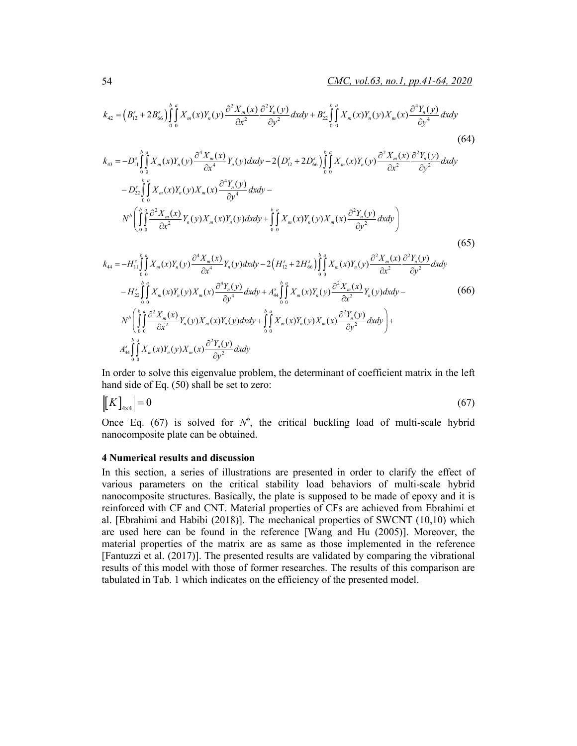$$k_{42} = \left(B_{12}^s + 2B_{66}^s\right)\int_0^b\int_0^a X_m(x)Y_n(y)\frac{\partial^2 X_m(x)}{\partial x^2}\frac{\partial^2 Y_n(y)}{\partial y^2}dxdy + B_{22}^s\int_0^b\int_0^a X_m(x)Y_n(y)X_m(x)\frac{\partial^4 Y_n(y)}{\partial y^4}dxdy \tag{64}$$

$$\begin{aligned}
k_{43} = &-D_{11}^s\int_0^b\int_0^a X_m(x)Y_n(y)\frac{\partial^4 X_m(x)}{\partial x^4}Y_n(y)dxdy - 2\left(D_{12}^s + 2D_{66}^s\right)\int_0^b\int_0^a X_m(x)Y_n(y)\frac{\partial^2 X_m(x)}{\partial x^2}\frac{\partial^2 Y_n(y)}{\partial y^2}dxdy \\
&- D_{22}^s\int_0^b\int_0^a X_m(x)Y_n(y)X_m(x)\frac{\partial^4 Y_n(y)}{\partial y^4}dxdy - \\
&N^b\left(\int_0^b\int_0^a \frac{\partial^2 X_m(x)}{\partial x^2}Y_n(y)X_m(x)Y_n(y)dxdy + \int_0^b\int_0^a X_m(x)Y_n(y)X_m(x)\frac{\partial^2 Y_n(y)}{\partial y^2}dxdy\right)
\end{aligned} \tag{65}$$

$$\begin{aligned}
k_{44} = &-H_{11}^s\int_0^b\int_0^a X_m(x)Y_n(y)\frac{\partial^4 X_m(x)}{\partial x^4}Y_n(y)dxdy - 2\left(H_{12}^s + 2H_{66}^s\right)\int_0^b\int_0^a X_m(x)Y_n(y)\frac{\partial^2 X_m(x)}{\partial x^2}\frac{\partial^2 Y_n(y)}{\partial y^2}dxdy \\
&- H_{22}^s\int_0^b\int_0^a X_m(x)Y_n(y)X_m(x)\frac{\partial^4 Y_n(y)}{\partial y^4}dxdy + A_{44}^s\int_0^b\int_0^a X_m(x)Y_n(y)\frac{\partial^2 X_m(x)}{\partial x^2}Y_n(y)dxdy - \\
&N^b\left(\int_0^b\int_0^a \frac{\partial^2 X_m(x)}{\partial x^2}Y_n(y)X_m(x)Y_n(y)dxdy + \int_0^b\int_0^a X_m(x)Y_n(y)X_m(x)\frac{\partial^2 Y_n(y)}{\partial y^2}dxdy\right) + \\
&A_{44}^s\int_0^b\int_0^a X_m(x)Y_n(y)X_m(x)\frac{\partial^2 Y_n(y)}{\partial y^2}dxdy
\end{aligned} \tag{66}$$

In order to solve this eigenvalue problem, the determinant of coefficient matrix in the left hand side of Eq. (50) shall be set to zero:

$$\left|\left[K\right]_{4\times4}\right| = 0 \tag{67}$$

Once Eq. (67) is solved for $N^b$, the critical buckling load of multi-scale hybrid nanocomposite plate can be obtained.

## 4 Numerical results and discussion

In this section, a series of illustrations are presented in order to clarify the effect of various parameters on the critical stability load behaviors of multi-scale hybrid nanocomposite structures. Basically, the plate is supposed to be made of epoxy and it is reinforced with CF and CNT. Material properties of CFs are achieved from Ebrahimi et al. [Ebrahimi and Habibi (2018)]. The mechanical properties of SWCNT (10,10) which are used here can be found in the reference [Wang and Hu (2005)]. Moreover, the material properties of the matrix are as same as those implemented in the reference [Fantuzzi et al. (2017)]. The presented results are validated by comparing the vibrational results of this model with those of former researches. The results of this comparison are tabulated in Tab. 1 which indicates on the efficiency of the presented model.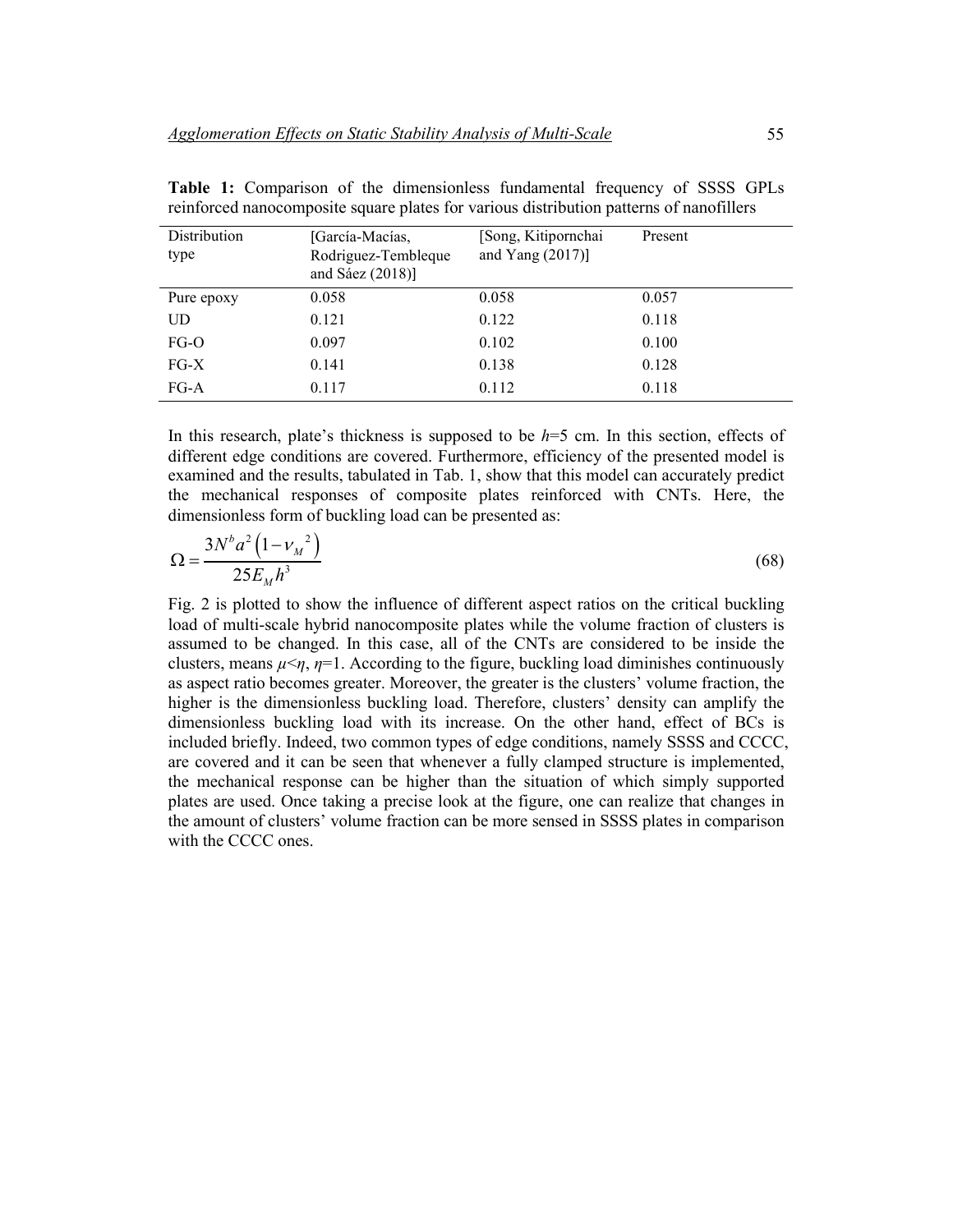**Table 1:** Comparison of the dimensionless fundamental frequency of SSSS GPLs reinforced nanocomposite square plates for various distribution patterns of nanofillers

| Distribution type | [García-Macías, Rodriguez-Tembleque and Sáez (2018)] | [Song, Kitipornchai and Yang (2017)] | Present |
|---|---|---|---|
| Pure epoxy | 0.058 | 0.058 | 0.057 |
| UD | 0.121 | 0.122 | 0.118 |
| FG-O | 0.097 | 0.102 | 0.100 |
| FG-X | 0.141 | 0.138 | 0.128 |
| FG-A | 0.117 | 0.112 | 0.118 |

In this research, plate's thickness is supposed to be $h$=5 cm. In this section, effects of different edge conditions are covered. Furthermore, efficiency of the presented model is examined and the results, tabulated in Tab. 1, show that this model can accurately predict the mechanical responses of composite plates reinforced with CNTs. Here, the dimensionless form of buckling load can be presented as:

$$\Omega = \frac{3N^b a^2 \left(1 - {\nu_M}^2\right)}{25 E_M h^3} \tag{68}$$

Fig. 2 is plotted to show the influence of different aspect ratios on the critical buckling load of multi-scale hybrid nanocomposite plates while the volume fraction of clusters is assumed to be changed. In this case, all of the CNTs are considered to be inside the clusters, means $\mu<\eta$, $\eta$=1. According to the figure, buckling load diminishes continuously as aspect ratio becomes greater. Moreover, the greater is the clusters' volume fraction, the higher is the dimensionless buckling load. Therefore, clusters' density can amplify the dimensionless buckling load with its increase. On the other hand, effect of BCs is included briefly. Indeed, two common types of edge conditions, namely SSSS and CCCC, are covered and it can be seen that whenever a fully clamped structure is implemented, the mechanical response can be higher than the situation of which simply supported plates are used. Once taking a precise look at the figure, one can realize that changes in the amount of clusters' volume fraction can be more sensed in SSSS plates in comparison with the CCCC ones.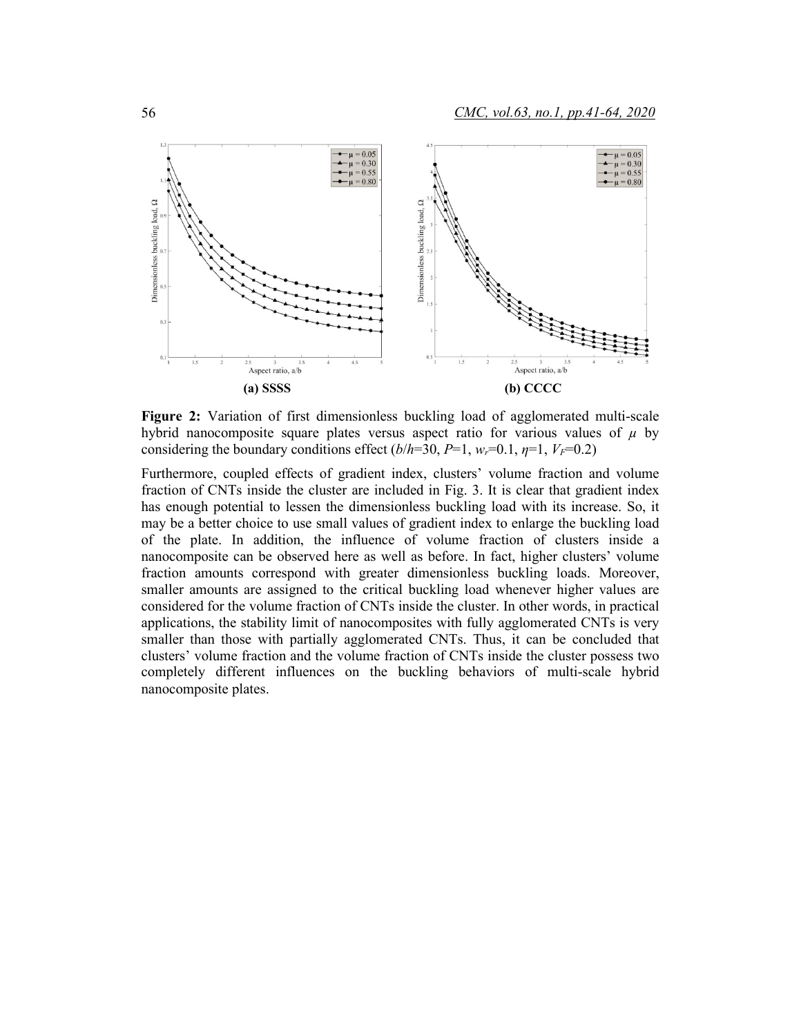**(a) SSSS** **(b) CCCC**

**Figure 2:** Variation of first dimensionless buckling load of agglomerated multi-scale hybrid nanocomposite square plates versus aspect ratio for various values of $\mu$ by considering the boundary conditions effect ($b/h$=30, $P$=1, $w_r$=0.1, $\eta$=1, $V_F$=0.2)

Furthermore, coupled effects of gradient index, clusters' volume fraction and volume fraction of CNTs inside the cluster are included in Fig. 3. It is clear that gradient index has enough potential to lessen the dimensionless buckling load with its increase. So, it may be a better choice to use small values of gradient index to enlarge the buckling load of the plate. In addition, the influence of volume fraction of clusters inside a nanocomposite can be observed here as well as before. In fact, higher clusters' volume fraction amounts correspond with greater dimensionless buckling loads. Moreover, smaller amounts are assigned to the critical buckling load whenever higher values are considered for the volume fraction of CNTs inside the cluster. In other words, in practical applications, the stability limit of nanocomposites with fully agglomerated CNTs is very smaller than those with partially agglomerated CNTs. Thus, it can be concluded that clusters' volume fraction and the volume fraction of CNTs inside the cluster possess two completely different influences on the buckling behaviors of multi-scale hybrid nanocomposite plates.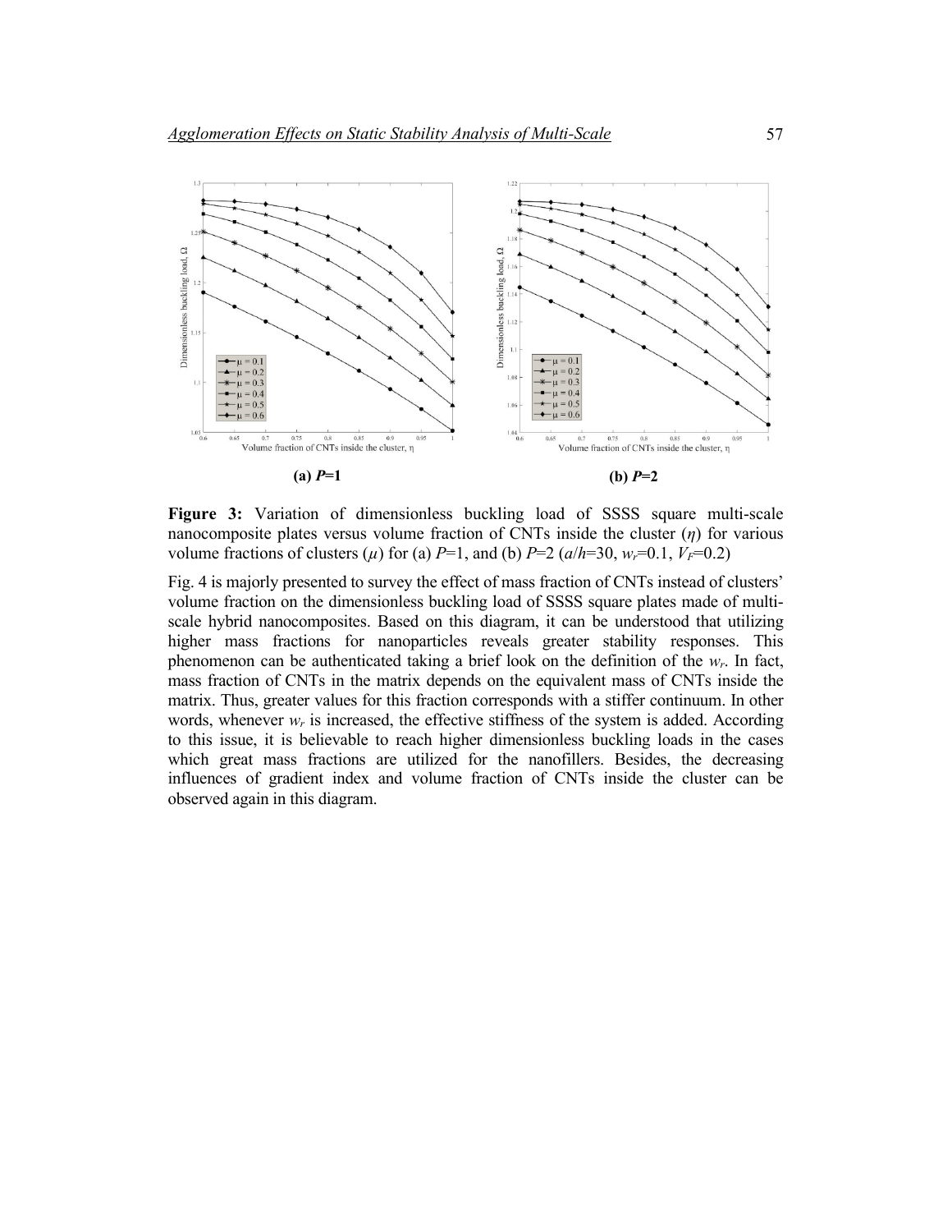**(a)** $P$**=1**

**(b)** $P$**=2**

**Figure 3:** Variation of dimensionless buckling load of SSSS square multi-scale nanocomposite plates versus volume fraction of CNTs inside the cluster ($\eta$) for various volume fractions of clusters ($\mu$) for (a) $P$=1, and (b) $P$=2 ($a/h$=30, $w_r$=0.1, $V_F$=0.2)

Fig. 4 is majorly presented to survey the effect of mass fraction of CNTs instead of clusters' volume fraction on the dimensionless buckling load of SSSS square plates made of multi-scale hybrid nanocomposites. Based on this diagram, it can be understood that utilizing higher mass fractions for nanoparticles reveals greater stability responses. This phenomenon can be authenticated taking a brief look on the definition of the $w_r$. In fact, mass fraction of CNTs in the matrix depends on the equivalent mass of CNTs inside the matrix. Thus, greater values for this fraction corresponds with a stiffer continuum. In other words, whenever $w_r$ is increased, the effective stiffness of the system is added. According to this issue, it is believable to reach higher dimensionless buckling loads in the cases which great mass fractions are utilized for the nanofillers. Besides, the decreasing influences of gradient index and volume fraction of CNTs inside the cluster can be observed again in this diagram.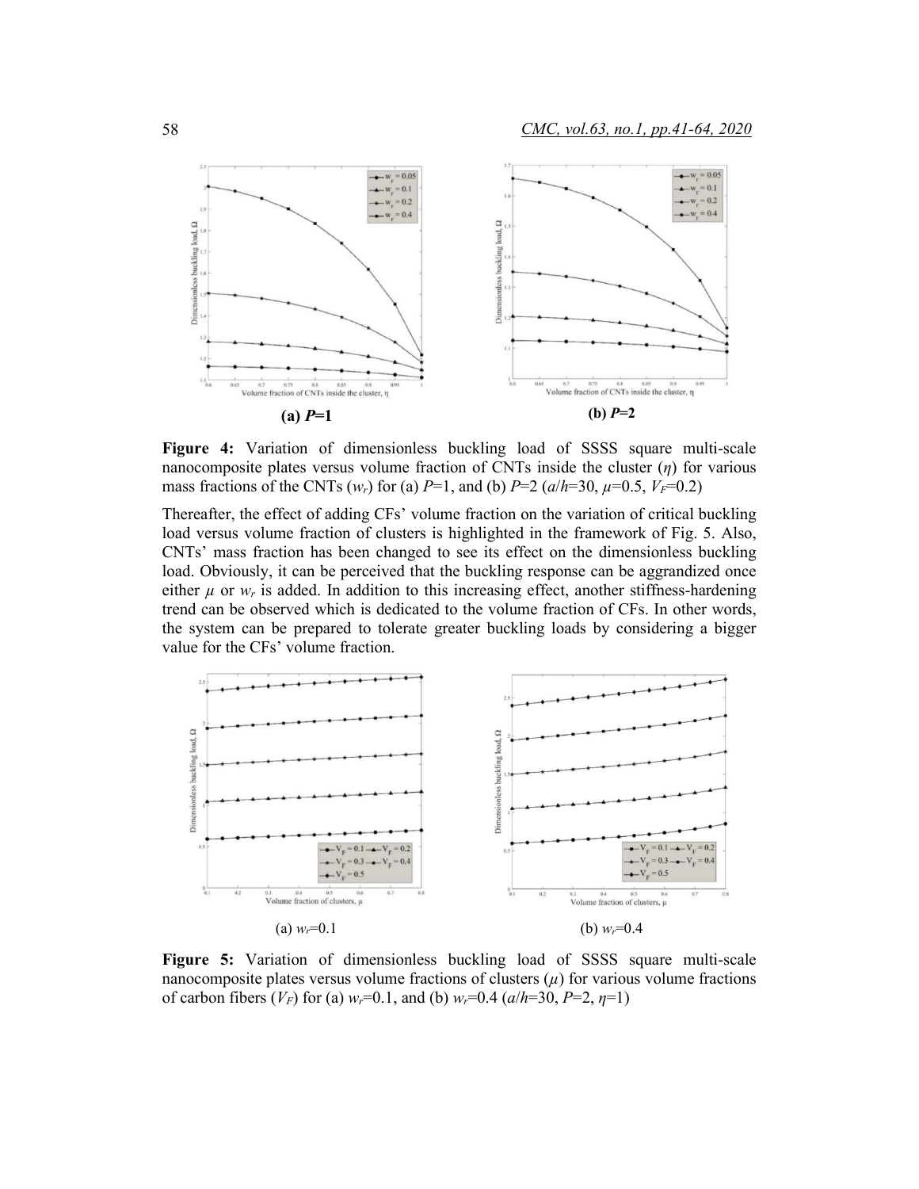**(a) $P$=1** **(b) $P$=2**

**Figure 4:** Variation of dimensionless buckling load of SSSS square multi-scale nanocomposite plates versus volume fraction of CNTs inside the cluster ($\eta$) for various mass fractions of the CNTs ($w_r$) for (a) $P$=1, and (b) $P$=2 ($a/h$=30, $\mu$=0.5, $V_F$=0.2)

Thereafter, the effect of adding CFs' volume fraction on the variation of critical buckling load versus volume fraction of clusters is highlighted in the framework of Fig. 5. Also, CNTs' mass fraction has been changed to see its effect on the dimensionless buckling load. Obviously, it can be perceived that the buckling response can be aggrandized once either $\mu$ or $w_r$ is added. In addition to this increasing effect, another stiffness-hardening trend can be observed which is dedicated to the volume fraction of CFs. In other words, the system can be prepared to tolerate greater buckling loads by considering a bigger value for the CFs' volume fraction.

(a) $w_r$=0.1 (b) $w_r$=0.4

**Figure 5:** Variation of dimensionless buckling load of SSSS square multi-scale nanocomposite plates versus volume fractions of clusters ($\mu$) for various volume fractions of carbon fibers ($V_F$) for (a) $w_r$=0.1, and (b) $w_r$=0.4 ($a/h$=30, $P$=2, $\eta$=1)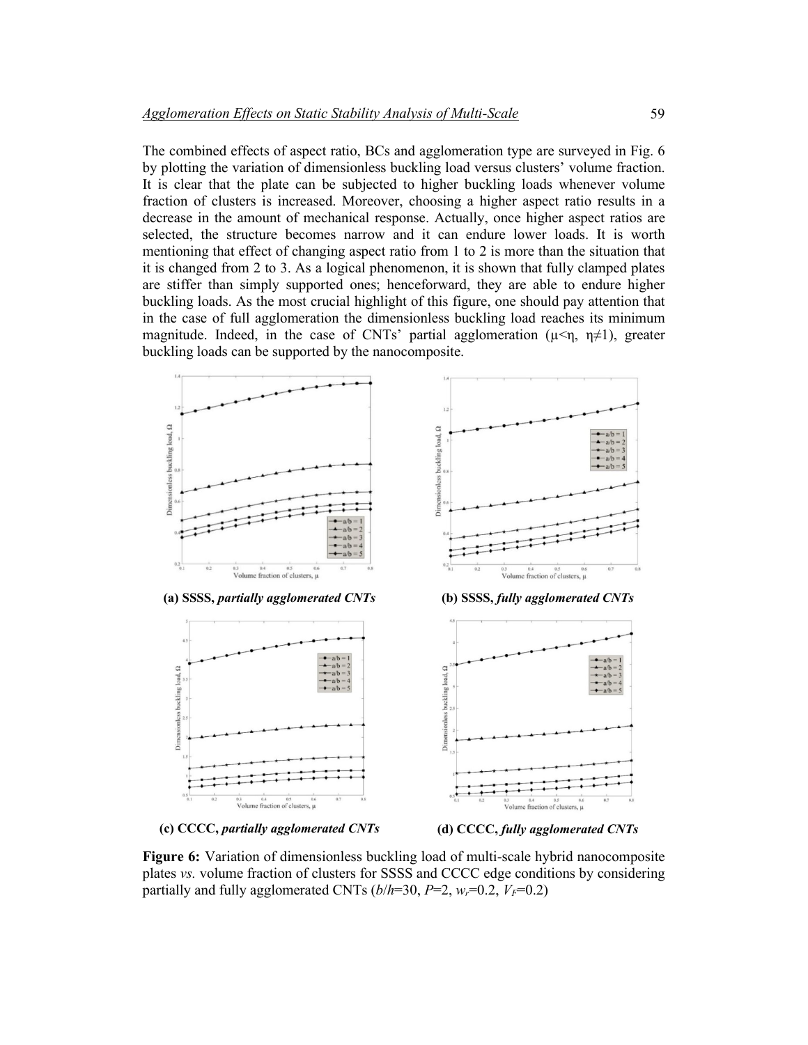The combined effects of aspect ratio, BCs and agglomeration type are surveyed in Fig. 6 by plotting the variation of dimensionless buckling load versus clusters' volume fraction. It is clear that the plate can be subjected to higher buckling loads whenever volume fraction of clusters is increased. Moreover, choosing a higher aspect ratio results in a decrease in the amount of mechanical response. Actually, once higher aspect ratios are selected, the structure becomes narrow and it can endure lower loads. It is worth mentioning that effect of changing aspect ratio from 1 to 2 is more than the situation that it is changed from 2 to 3. As a logical phenomenon, it is shown that fully clamped plates are stiffer than simply supported ones; henceforward, they are able to endure higher buckling loads. As the most crucial highlight of this figure, one should pay attention that in the case of full agglomeration the dimensionless buckling load reaches its minimum magnitude. Indeed, in the case of CNTs' partial agglomeration ($\mu<\eta$, $\eta\neq1$), greater buckling loads can be supported by the nanocomposite.

**(a) SSSS, *partially agglomerated CNTs***

**(b) SSSS, *fully agglomerated CNTs***

**(c) CCCC, *partially agglomerated CNTs***

**(d) CCCC, *fully agglomerated CNTs***

**Figure 6:** Variation of dimensionless buckling load of multi-scale hybrid nanocomposite plates *vs.* volume fraction of clusters for SSSS and CCCC edge conditions by considering partially and fully agglomerated CNTs ($b/h$=30, $P$=2, $w_r$=0.2, $V_F$=0.2)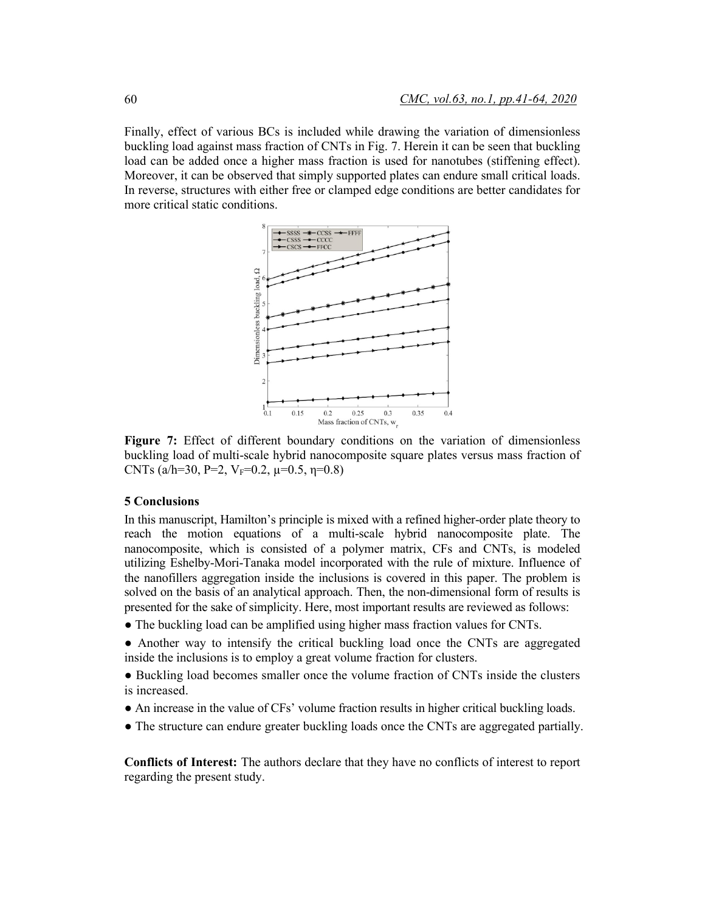Finally, effect of various BCs is included while drawing the variation of dimensionless buckling load against mass fraction of CNTs in Fig. 7. Herein it can be seen that buckling load can be added once a higher mass fraction is used for nanotubes (stiffening effect). Moreover, it can be observed that simply supported plates can endure small critical loads. In reverse, structures with either free or clamped edge conditions are better candidates for more critical static conditions.

**Figure 7:** Effect of different boundary conditions on the variation of dimensionless buckling load of multi-scale hybrid nanocomposite square plates versus mass fraction of CNTs ($a/h=30$, $P=2$, $V_F=0.2$, $\mu=0.5$, $\eta=0.8$)

## 5 Conclusions

In this manuscript, Hamilton's principle is mixed with a refined higher-order plate theory to reach the motion equations of a multi-scale hybrid nanocomposite plate. The nanocomposite, which is consisted of a polymer matrix, CFs and CNTs, is modeled utilizing Eshelby-Mori-Tanaka model incorporated with the rule of mixture. Influence of the nanofillers aggregation inside the inclusions is covered in this paper. The problem is solved on the basis of an analytical approach. Then, the non-dimensional form of results is presented for the sake of simplicity. Here, most important results are reviewed as follows:

- The buckling load can be amplified using higher mass fraction values for CNTs.
- Another way to intensify the critical buckling load once the CNTs are aggregated inside the inclusions is to employ a great volume fraction for clusters.
- Buckling load becomes smaller once the volume fraction of CNTs inside the clusters is increased.
- An increase in the value of CFs' volume fraction results in higher critical buckling loads.
- The structure can endure greater buckling loads once the CNTs are aggregated partially.

**Conflicts of Interest:** The authors declare that they have no conflicts of interest to report regarding the present study.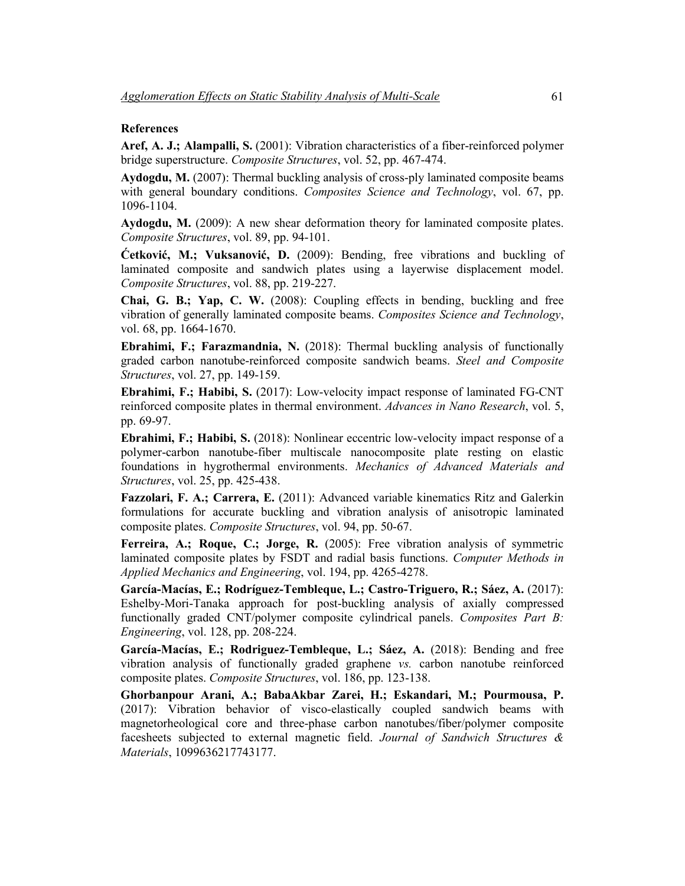## References

**Aref, A. J.; Alampalli, S.** (2001): Vibration characteristics of a fiber-reinforced polymer bridge superstructure. *Composite Structures*, vol. 52, pp. 467-474.

**Aydogdu, M.** (2007): Thermal buckling analysis of cross-ply laminated composite beams with general boundary conditions. *Composites Science and Technology*, vol. 67, pp. 1096-1104.

**Aydogdu, M.** (2009): A new shear deformation theory for laminated composite plates. *Composite Structures*, vol. 89, pp. 94-101.

**Ćetković, M.; Vuksanović, D.** (2009): Bending, free vibrations and buckling of laminated composite and sandwich plates using a layerwise displacement model. *Composite Structures*, vol. 88, pp. 219-227.

**Chai, G. B.; Yap, C. W.** (2008): Coupling effects in bending, buckling and free vibration of generally laminated composite beams. *Composites Science and Technology*, vol. 68, pp. 1664-1670.

**Ebrahimi, F.; Farazmandnia, N.** (2018): Thermal buckling analysis of functionally graded carbon nanotube-reinforced composite sandwich beams. *Steel and Composite Structures*, vol. 27, pp. 149-159.

**Ebrahimi, F.; Habibi, S.** (2017): Low-velocity impact response of laminated FG-CNT reinforced composite plates in thermal environment. *Advances in Nano Research*, vol. 5, pp. 69-97.

**Ebrahimi, F.; Habibi, S.** (2018): Nonlinear eccentric low-velocity impact response of a polymer-carbon nanotube-fiber multiscale nanocomposite plate resting on elastic foundations in hygrothermal environments. *Mechanics of Advanced Materials and Structures*, vol. 25, pp. 425-438.

**Fazzolari, F. A.; Carrera, E.** (2011): Advanced variable kinematics Ritz and Galerkin formulations for accurate buckling and vibration analysis of anisotropic laminated composite plates. *Composite Structures*, vol. 94, pp. 50-67.

**Ferreira, A.; Roque, C.; Jorge, R.** (2005): Free vibration analysis of symmetric laminated composite plates by FSDT and radial basis functions. *Computer Methods in Applied Mechanics and Engineering*, vol. 194, pp. 4265-4278.

**García-Macías, E.; Rodríguez-Tembleque, L.; Castro-Triguero, R.; Sáez, A.** (2017): Eshelby-Mori-Tanaka approach for post-buckling analysis of axially compressed functionally graded CNT/polymer composite cylindrical panels. *Composites Part B: Engineering*, vol. 128, pp. 208-224.

**García-Macías, E.; Rodriguez-Tembleque, L.; Sáez, A.** (2018): Bending and free vibration analysis of functionally graded graphene *vs.* carbon nanotube reinforced composite plates. *Composite Structures*, vol. 186, pp. 123-138.

**Ghorbanpour Arani, A.; BabaAkbar Zarei, H.; Eskandari, M.; Pourmousa, P.** (2017): Vibration behavior of visco-elastically coupled sandwich beams with magnetorheological core and three-phase carbon nanotubes/fiber/polymer composite facesheets subjected to external magnetic field. *Journal of Sandwich Structures & Materials*, 1099636217743177.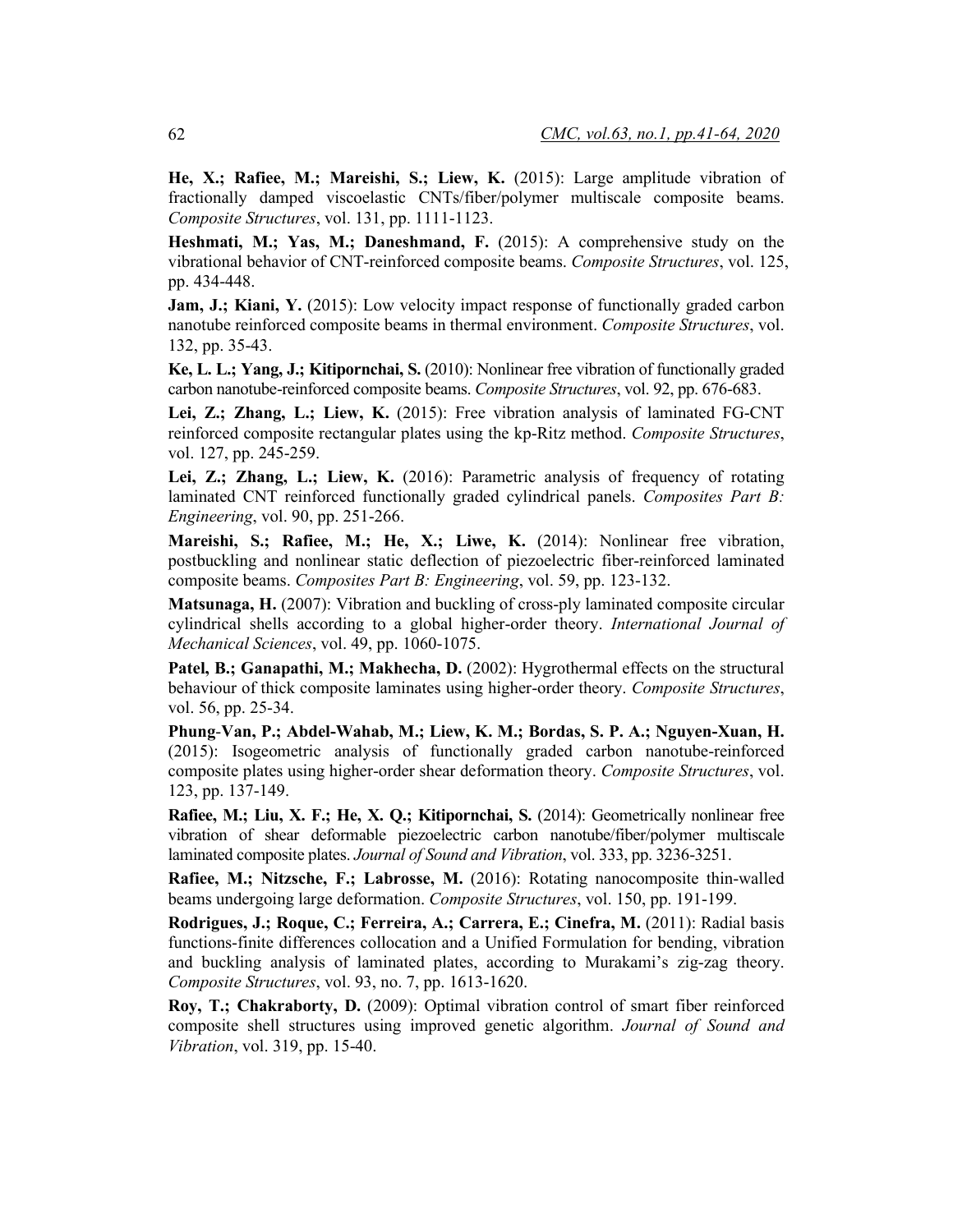**He, X.; Rafiee, M.; Mareishi, S.; Liew, K.** (2015): Large amplitude vibration of fractionally damped viscoelastic CNTs/fiber/polymer multiscale composite beams. *Composite Structures*, vol. 131, pp. 1111-1123.

**Heshmati, M.; Yas, M.; Daneshmand, F.** (2015): A comprehensive study on the vibrational behavior of CNT-reinforced composite beams. *Composite Structures*, vol. 125, pp. 434-448.

**Jam, J.; Kiani, Y.** (2015): Low velocity impact response of functionally graded carbon nanotube reinforced composite beams in thermal environment. *Composite Structures*, vol. 132, pp. 35-43.

**Ke, L. L.; Yang, J.; Kitipornchai, S.** (2010): Nonlinear free vibration of functionally graded carbon nanotube-reinforced composite beams. *Composite Structures*, vol. 92, pp. 676-683.

**Lei, Z.; Zhang, L.; Liew, K.** (2015): Free vibration analysis of laminated FG-CNT reinforced composite rectangular plates using the kp-Ritz method. *Composite Structures*, vol. 127, pp. 245-259.

**Lei, Z.; Zhang, L.; Liew, K.** (2016): Parametric analysis of frequency of rotating laminated CNT reinforced functionally graded cylindrical panels. *Composites Part B: Engineering*, vol. 90, pp. 251-266.

**Mareishi, S.; Rafiee, M.; He, X.; Liwe, K.** (2014): Nonlinear free vibration, postbuckling and nonlinear static deflection of piezoelectric fiber-reinforced laminated composite beams. *Composites Part B: Engineering*, vol. 59, pp. 123-132.

**Matsunaga, H.** (2007): Vibration and buckling of cross-ply laminated composite circular cylindrical shells according to a global higher-order theory. *International Journal of Mechanical Sciences*, vol. 49, pp. 1060-1075.

**Patel, B.; Ganapathi, M.; Makhecha, D.** (2002): Hygrothermal effects on the structural behaviour of thick composite laminates using higher-order theory. *Composite Structures*, vol. 56, pp. 25-34.

**Phung-Van, P.; Abdel-Wahab, M.; Liew, K. M.; Bordas, S. P. A.; Nguyen-Xuan, H.** (2015): Isogeometric analysis of functionally graded carbon nanotube-reinforced composite plates using higher-order shear deformation theory. *Composite Structures*, vol. 123, pp. 137-149.

**Rafiee, M.; Liu, X. F.; He, X. Q.; Kitipornchai, S.** (2014): Geometrically nonlinear free vibration of shear deformable piezoelectric carbon nanotube/fiber/polymer multiscale laminated composite plates. *Journal of Sound and Vibration*, vol. 333, pp. 3236-3251.

**Rafiee, M.; Nitzsche, F.; Labrosse, M.** (2016): Rotating nanocomposite thin-walled beams undergoing large deformation. *Composite Structures*, vol. 150, pp. 191-199.

**Rodrigues, J.; Roque, C.; Ferreira, A.; Carrera, E.; Cinefra, M.** (2011): Radial basis functions-finite differences collocation and a Unified Formulation for bending, vibration and buckling analysis of laminated plates, according to Murakami's zig-zag theory. *Composite Structures*, vol. 93, no. 7, pp. 1613-1620.

**Roy, T.; Chakraborty, D.** (2009): Optimal vibration control of smart fiber reinforced composite shell structures using improved genetic algorithm. *Journal of Sound and Vibration*, vol. 319, pp. 15-40.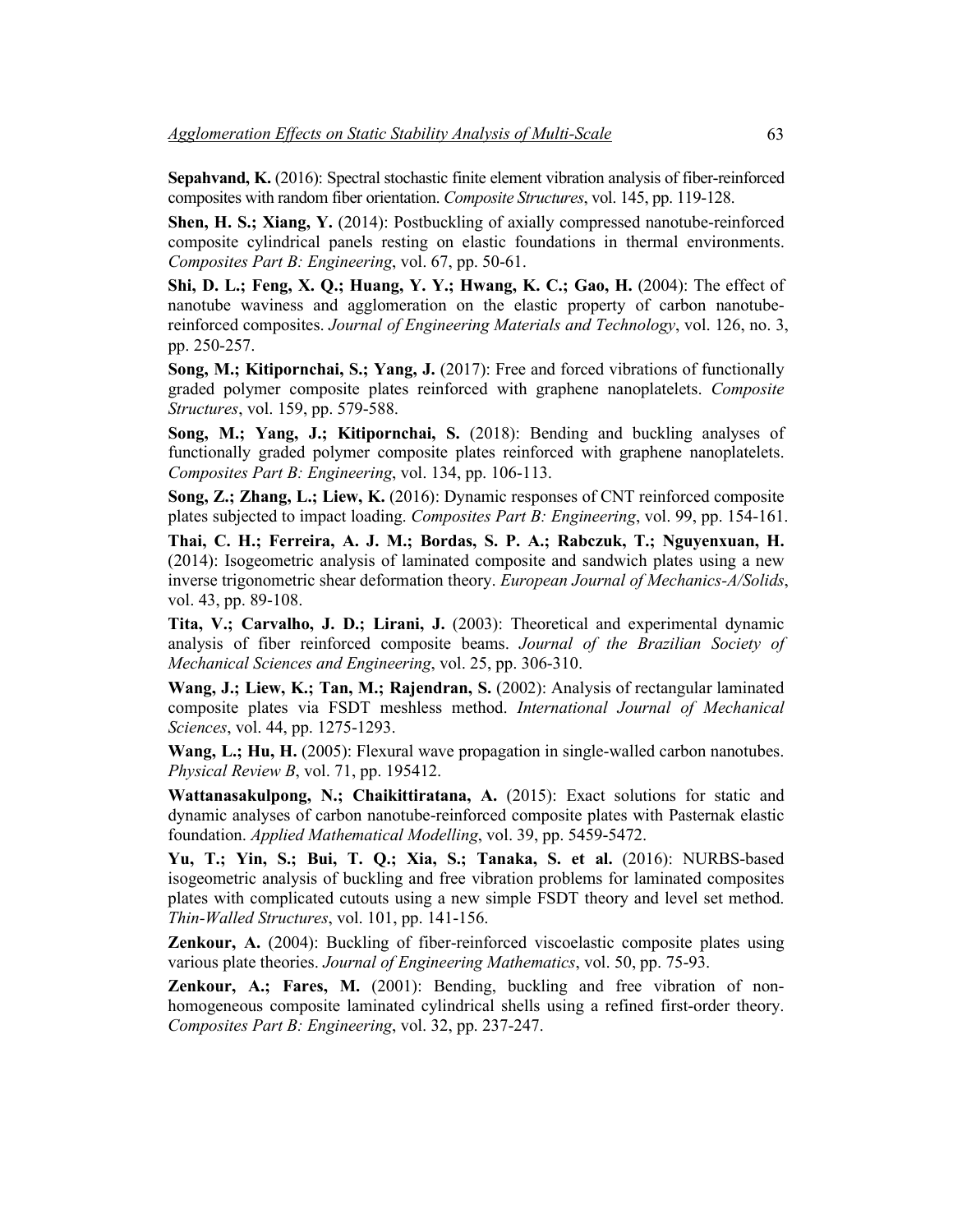**Sepahvand, K.** (2016): Spectral stochastic finite element vibration analysis of fiber-reinforced composites with random fiber orientation. *Composite Structures*, vol. 145, pp. 119-128.

**Shen, H. S.; Xiang, Y.** (2014): Postbuckling of axially compressed nanotube-reinforced composite cylindrical panels resting on elastic foundations in thermal environments. *Composites Part B: Engineering*, vol. 67, pp. 50-61.

**Shi, D. L.; Feng, X. Q.; Huang, Y. Y.; Hwang, K. C.; Gao, H.** (2004): The effect of nanotube waviness and agglomeration on the elastic property of carbon nanotube-reinforced composites. *Journal of Engineering Materials and Technology*, vol. 126, no. 3, pp. 250-257.

**Song, M.; Kitipornchai, S.; Yang, J.** (2017): Free and forced vibrations of functionally graded polymer composite plates reinforced with graphene nanoplatelets. *Composite Structures*, vol. 159, pp. 579-588.

**Song, M.; Yang, J.; Kitipornchai, S.** (2018): Bending and buckling analyses of functionally graded polymer composite plates reinforced with graphene nanoplatelets. *Composites Part B: Engineering*, vol. 134, pp. 106-113.

**Song, Z.; Zhang, L.; Liew, K.** (2016): Dynamic responses of CNT reinforced composite plates subjected to impact loading. *Composites Part B: Engineering*, vol. 99, pp. 154-161.

**Thai, C. H.; Ferreira, A. J. M.; Bordas, S. P. A.; Rabczuk, T.; Nguyenxuan, H.** (2014): Isogeometric analysis of laminated composite and sandwich plates using a new inverse trigonometric shear deformation theory. *European Journal of Mechanics-A/Solids*, vol. 43, pp. 89-108.

**Tita, V.; Carvalho, J. D.; Lirani, J.** (2003): Theoretical and experimental dynamic analysis of fiber reinforced composite beams. *Journal of the Brazilian Society of Mechanical Sciences and Engineering*, vol. 25, pp. 306-310.

**Wang, J.; Liew, K.; Tan, M.; Rajendran, S.** (2002): Analysis of rectangular laminated composite plates via FSDT meshless method. *International Journal of Mechanical Sciences*, vol. 44, pp. 1275-1293.

**Wang, L.; Hu, H.** (2005): Flexural wave propagation in single-walled carbon nanotubes. *Physical Review B*, vol. 71, pp. 195412.

**Wattanasakulpong, N.; Chaikittiratana, A.** (2015): Exact solutions for static and dynamic analyses of carbon nanotube-reinforced composite plates with Pasternak elastic foundation. *Applied Mathematical Modelling*, vol. 39, pp. 5459-5472.

**Yu, T.; Yin, S.; Bui, T. Q.; Xia, S.; Tanaka, S. et al.** (2016): NURBS-based isogeometric analysis of buckling and free vibration problems for laminated composites plates with complicated cutouts using a new simple FSDT theory and level set method. *Thin-Walled Structures*, vol. 101, pp. 141-156.

**Zenkour, A.** (2004): Buckling of fiber-reinforced viscoelastic composite plates using various plate theories. *Journal of Engineering Mathematics*, vol. 50, pp. 75-93.

**Zenkour, A.; Fares, M.** (2001): Bending, buckling and free vibration of non-homogeneous composite laminated cylindrical shells using a refined first-order theory. *Composites Part B: Engineering*, vol. 32, pp. 237-247.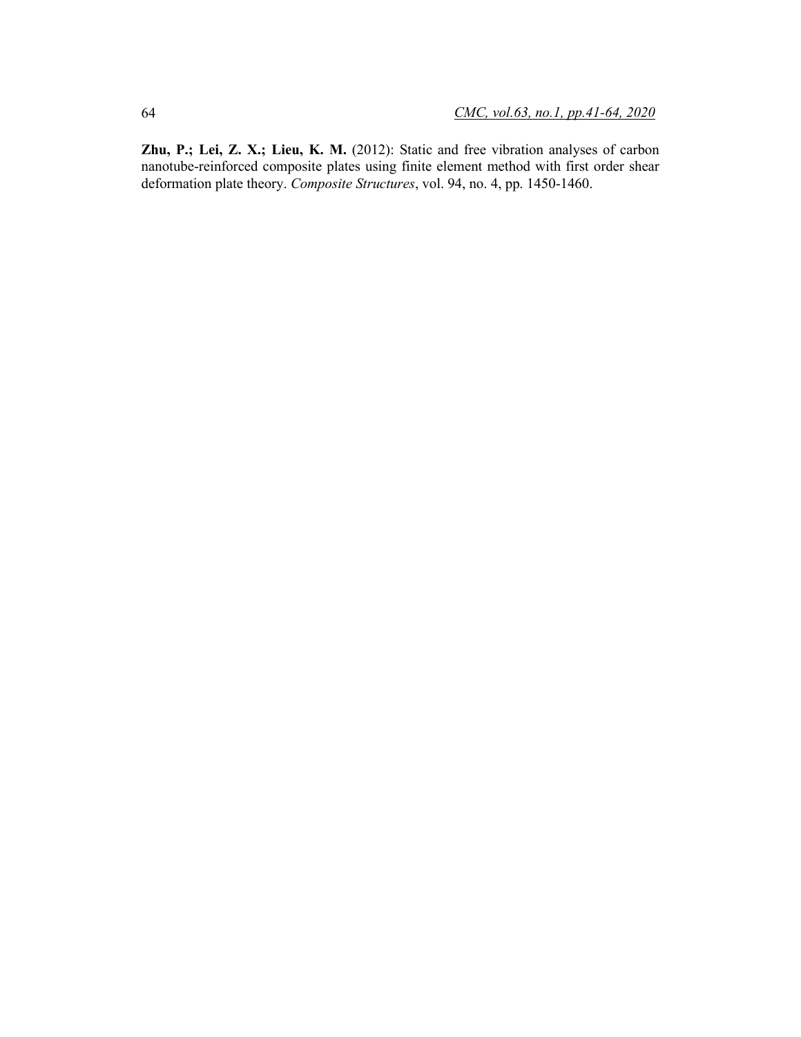**Zhu, P.; Lei, Z. X.; Lieu, K. M.** (2012): Static and free vibration analyses of carbon nanotube-reinforced composite plates using finite element method with first order shear deformation plate theory. *Composite Structures*, vol. 94, no. 4, pp. 1450-1460.